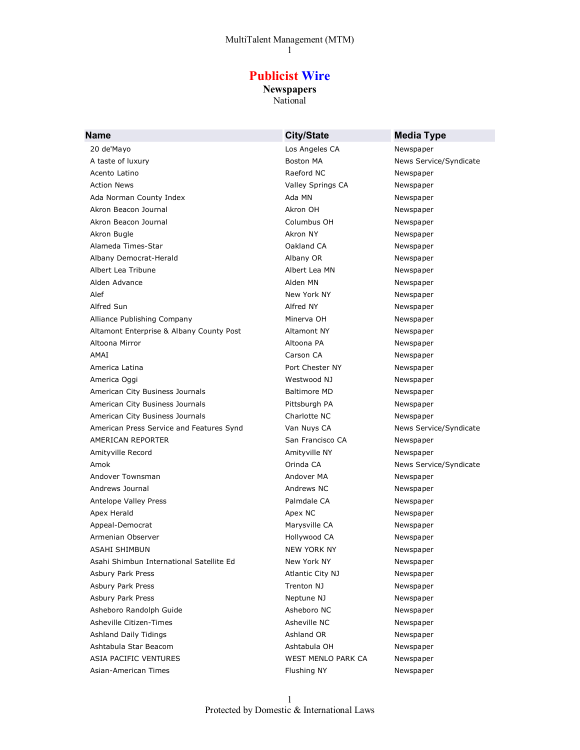# Publicist Wire

## Newspapers

National

| Name | City/State | Media Type |
|---|---|---|
| 20 de'Mayo | Los Angeles CA | Newspaper |
| A taste of luxury | Boston MA | News Service/Syndicate |
| Acento Latino | Raeford NC | Newspaper |
| Action News | Valley Springs CA | Newspaper |
| Ada Norman County Index | Ada MN | Newspaper |
| Akron Beacon Journal | Akron OH | Newspaper |
| Akron Beacon Journal | Columbus OH | Newspaper |
| Akron Bugle | Akron NY | Newspaper |
| Alameda Times-Star | Oakland CA | Newspaper |
| Albany Democrat-Herald | Albany OR | Newspaper |
| Albert Lea Tribune | Albert Lea MN | Newspaper |
| Alden Advance | Alden MN | Newspaper |
| Alef | New York NY | Newspaper |
| Alfred Sun | Alfred NY | Newspaper |
| Alliance Publishing Company | Minerva OH | Newspaper |
| Altamont Enterprise & Albany County Post | Altamont NY | Newspaper |
| Altoona Mirror | Altoona PA | Newspaper |
| AMAI | Carson CA | Newspaper |
| America Latina | Port Chester NY | Newspaper |
| America Oggi | Westwood NJ | Newspaper |
| American City Business Journals | Baltimore MD | Newspaper |
| American City Business Journals | Pittsburgh PA | Newspaper |
| American City Business Journals | Charlotte NC | Newspaper |
| American Press Service and Features Synd | Van Nuys CA | News Service/Syndicate |
| AMERICAN REPORTER | San Francisco CA | Newspaper |
| Amityville Record | Amityville NY | Newspaper |
| Amok | Orinda CA | News Service/Syndicate |
| Andover Townsman | Andover MA | Newspaper |
| Andrews Journal | Andrews NC | Newspaper |
| Antelope Valley Press | Palmdale CA | Newspaper |
| Apex Herald | Apex NC | Newspaper |
| Appeal-Democrat | Marysville CA | Newspaper |
| Armenian Observer | Hollywood CA | Newspaper |
| ASAHI SHIMBUN | NEW YORK NY | Newspaper |
| Asahi Shimbun International Satellite Ed | New York NY | Newspaper |
| Asbury Park Press | Atlantic City NJ | Newspaper |
| Asbury Park Press | Trenton NJ | Newspaper |
| Asbury Park Press | Neptune NJ | Newspaper |
| Asheboro Randolph Guide | Asheboro NC | Newspaper |
| Asheville Citizen-Times | Asheville NC | Newspaper |
| Ashland Daily Tidings | Ashland OR | Newspaper |
| Ashtabula Star Beacom | Ashtabula OH | Newspaper |
| ASIA PACIFIC VENTURES | WEST MENLO PARK CA | Newspaper |
| Asian-American Times | Flushing NY | Newspaper |

Protected by Domestic & International Laws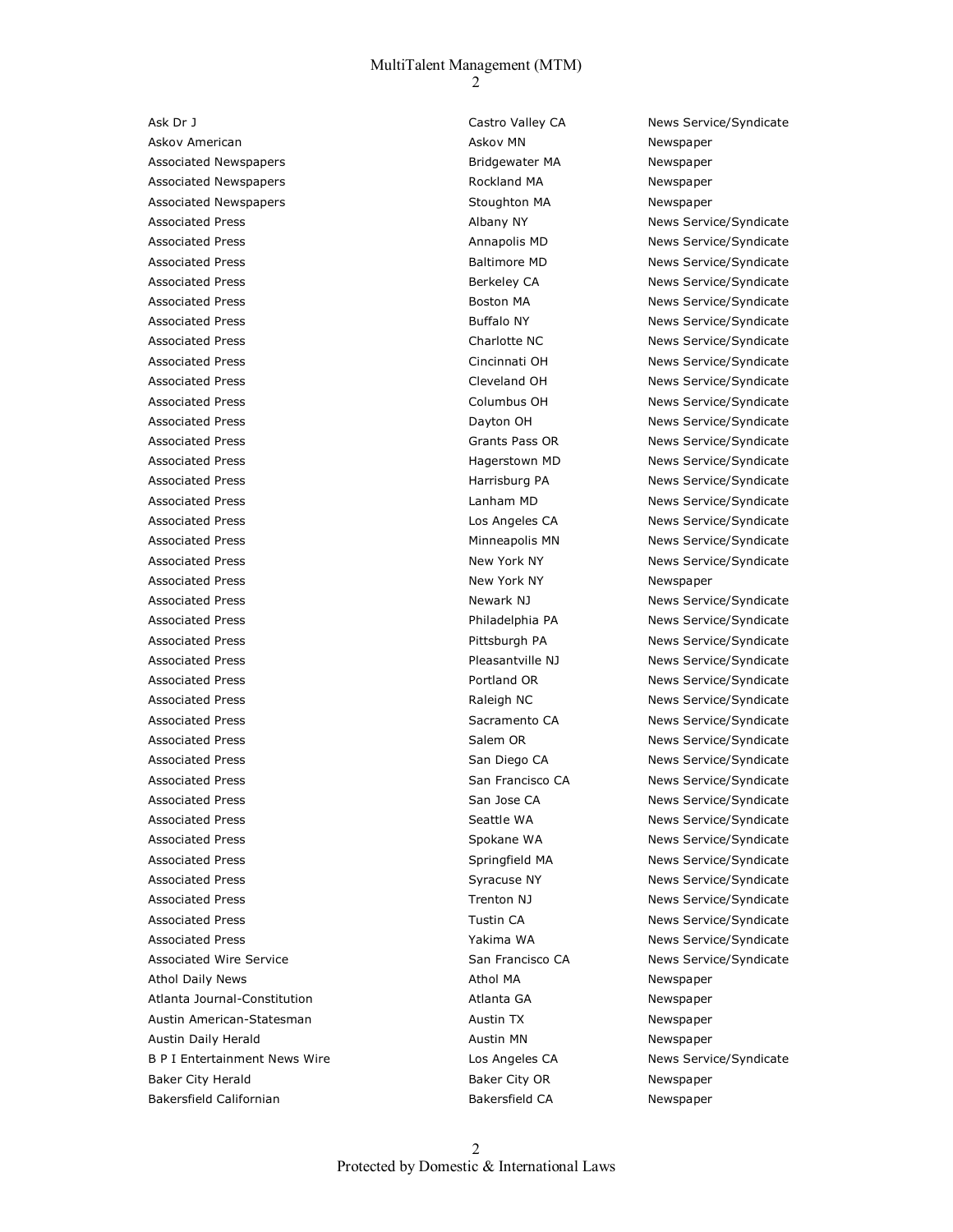| | | |
|---|---|---|
| Ask Dr J | Castro Valley CA | News Service/Syndicate |
| Askov American | Askov MN | Newspaper |
| Associated Newspapers | Bridgewater MA | Newspaper |
| Associated Newspapers | Rockland MA | Newspaper |
| Associated Newspapers | Stoughton MA | Newspaper |
| Associated Press | Albany NY | News Service/Syndicate |
| Associated Press | Annapolis MD | News Service/Syndicate |
| Associated Press | Baltimore MD | News Service/Syndicate |
| Associated Press | Berkeley CA | News Service/Syndicate |
| Associated Press | Boston MA | News Service/Syndicate |
| Associated Press | Buffalo NY | News Service/Syndicate |
| Associated Press | Charlotte NC | News Service/Syndicate |
| Associated Press | Cincinnati OH | News Service/Syndicate |
| Associated Press | Cleveland OH | News Service/Syndicate |
| Associated Press | Columbus OH | News Service/Syndicate |
| Associated Press | Dayton OH | News Service/Syndicate |
| Associated Press | Grants Pass OR | News Service/Syndicate |
| Associated Press | Hagerstown MD | News Service/Syndicate |
| Associated Press | Harrisburg PA | News Service/Syndicate |
| Associated Press | Lanham MD | News Service/Syndicate |
| Associated Press | Los Angeles CA | News Service/Syndicate |
| Associated Press | Minneapolis MN | News Service/Syndicate |
| Associated Press | New York NY | News Service/Syndicate |
| Associated Press | New York NY | Newspaper |
| Associated Press | Newark NJ | News Service/Syndicate |
| Associated Press | Philadelphia PA | News Service/Syndicate |
| Associated Press | Pittsburgh PA | News Service/Syndicate |
| Associated Press | Pleasantville NJ | News Service/Syndicate |
| Associated Press | Portland OR | News Service/Syndicate |
| Associated Press | Raleigh NC | News Service/Syndicate |
| Associated Press | Sacramento CA | News Service/Syndicate |
| Associated Press | Salem OR | News Service/Syndicate |
| Associated Press | San Diego CA | News Service/Syndicate |
| Associated Press | San Francisco CA | News Service/Syndicate |
| Associated Press | San Jose CA | News Service/Syndicate |
| Associated Press | Seattle WA | News Service/Syndicate |
| Associated Press | Spokane WA | News Service/Syndicate |
| Associated Press | Springfield MA | News Service/Syndicate |
| Associated Press | Syracuse NY | News Service/Syndicate |
| Associated Press | Trenton NJ | News Service/Syndicate |
| Associated Press | Tustin CA | News Service/Syndicate |
| Associated Press | Yakima WA | News Service/Syndicate |
| Associated Wire Service | San Francisco CA | News Service/Syndicate |
| Athol Daily News | Athol MA | Newspaper |
| Atlanta Journal-Constitution | Atlanta GA | Newspaper |
| Austin American-Statesman | Austin TX | Newspaper |
| Austin Daily Herald | Austin MN | Newspaper |
| B P I Entertainment News Wire | Los Angeles CA | News Service/Syndicate |
| Baker City Herald | Baker City OR | Newspaper |
| Bakersfield Californian | Bakersfield CA | Newspaper |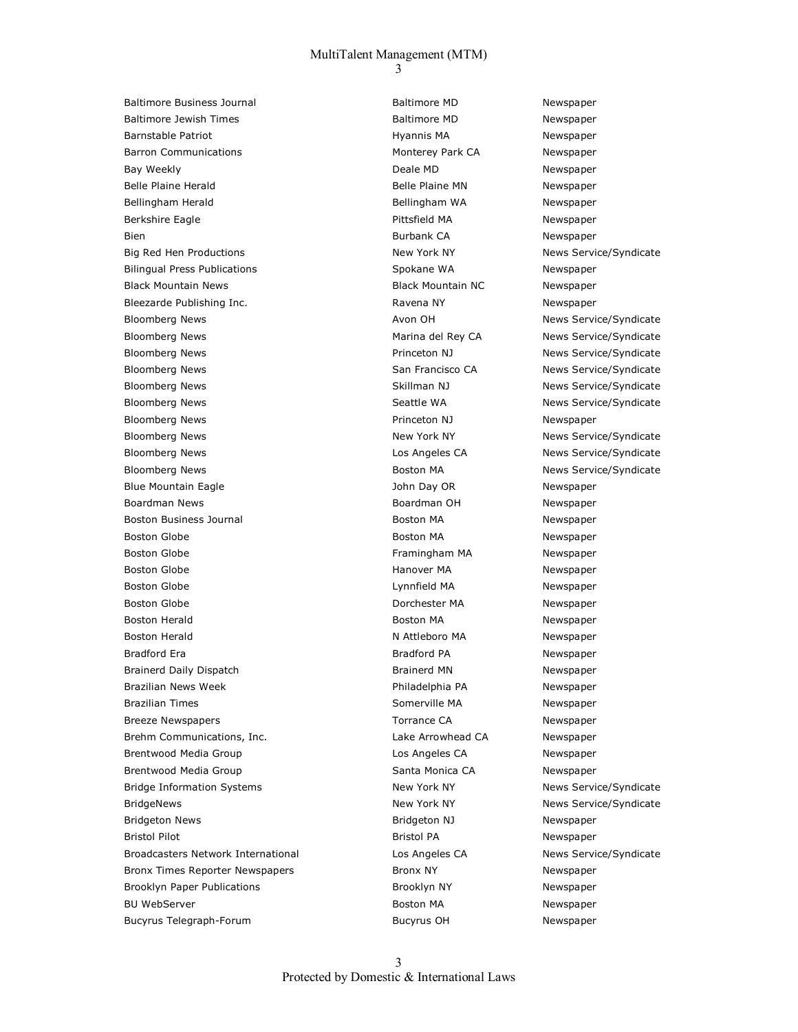| | | |
|---|---|---|
| Baltimore Business Journal | Baltimore MD | Newspaper |
| Baltimore Jewish Times | Baltimore MD | Newspaper |
| Barnstable Patriot | Hyannis MA | Newspaper |
| Barron Communications | Monterey Park CA | Newspaper |
| Bay Weekly | Deale MD | Newspaper |
| Belle Plaine Herald | Belle Plaine MN | Newspaper |
| Bellingham Herald | Bellingham WA | Newspaper |
| Berkshire Eagle | Pittsfield MA | Newspaper |
| Bien | Burbank CA | Newspaper |
| Big Red Hen Productions | New York NY | News Service/Syndicate |
| Bilingual Press Publications | Spokane WA | Newspaper |
| Black Mountain News | Black Mountain NC | Newspaper |
| Bleezarde Publishing Inc. | Ravena NY | Newspaper |
| Bloomberg News | Avon OH | News Service/Syndicate |
| Bloomberg News | Marina del Rey CA | News Service/Syndicate |
| Bloomberg News | Princeton NJ | News Service/Syndicate |
| Bloomberg News | San Francisco CA | News Service/Syndicate |
| Bloomberg News | Skillman NJ | News Service/Syndicate |
| Bloomberg News | Seattle WA | News Service/Syndicate |
| Bloomberg News | Princeton NJ | Newspaper |
| Bloomberg News | New York NY | News Service/Syndicate |
| Bloomberg News | Los Angeles CA | News Service/Syndicate |
| Bloomberg News | Boston MA | News Service/Syndicate |
| Blue Mountain Eagle | John Day OR | Newspaper |
| Boardman News | Boardman OH | Newspaper |
| Boston Business Journal | Boston MA | Newspaper |
| Boston Globe | Boston MA | Newspaper |
| Boston Globe | Framingham MA | Newspaper |
| Boston Globe | Hanover MA | Newspaper |
| Boston Globe | Lynnfield MA | Newspaper |
| Boston Globe | Dorchester MA | Newspaper |
| Boston Herald | Boston MA | Newspaper |
| Boston Herald | N Attleboro MA | Newspaper |
| Bradford Era | Bradford PA | Newspaper |
| Brainerd Daily Dispatch | Brainerd MN | Newspaper |
| Brazilian News Week | Philadelphia PA | Newspaper |
| Brazilian Times | Somerville MA | Newspaper |
| Breeze Newspapers | Torrance CA | Newspaper |
| Brehm Communications, Inc. | Lake Arrowhead CA | Newspaper |
| Brentwood Media Group | Los Angeles CA | Newspaper |
| Brentwood Media Group | Santa Monica CA | Newspaper |
| Bridge Information Systems | New York NY | News Service/Syndicate |
| BridgeNews | New York NY | News Service/Syndicate |
| Bridgeton News | Bridgeton NJ | Newspaper |
| Bristol Pilot | Bristol PA | Newspaper |
| Broadcasters Network International | Los Angeles CA | News Service/Syndicate |
| Bronx Times Reporter Newspapers | Bronx NY | Newspaper |
| Brooklyn Paper Publications | Brooklyn NY | Newspaper |
| BU WebServer | Boston MA | Newspaper |
| Bucyrus Telegraph-Forum | Bucyrus OH | Newspaper |

Protected by Domestic & International Laws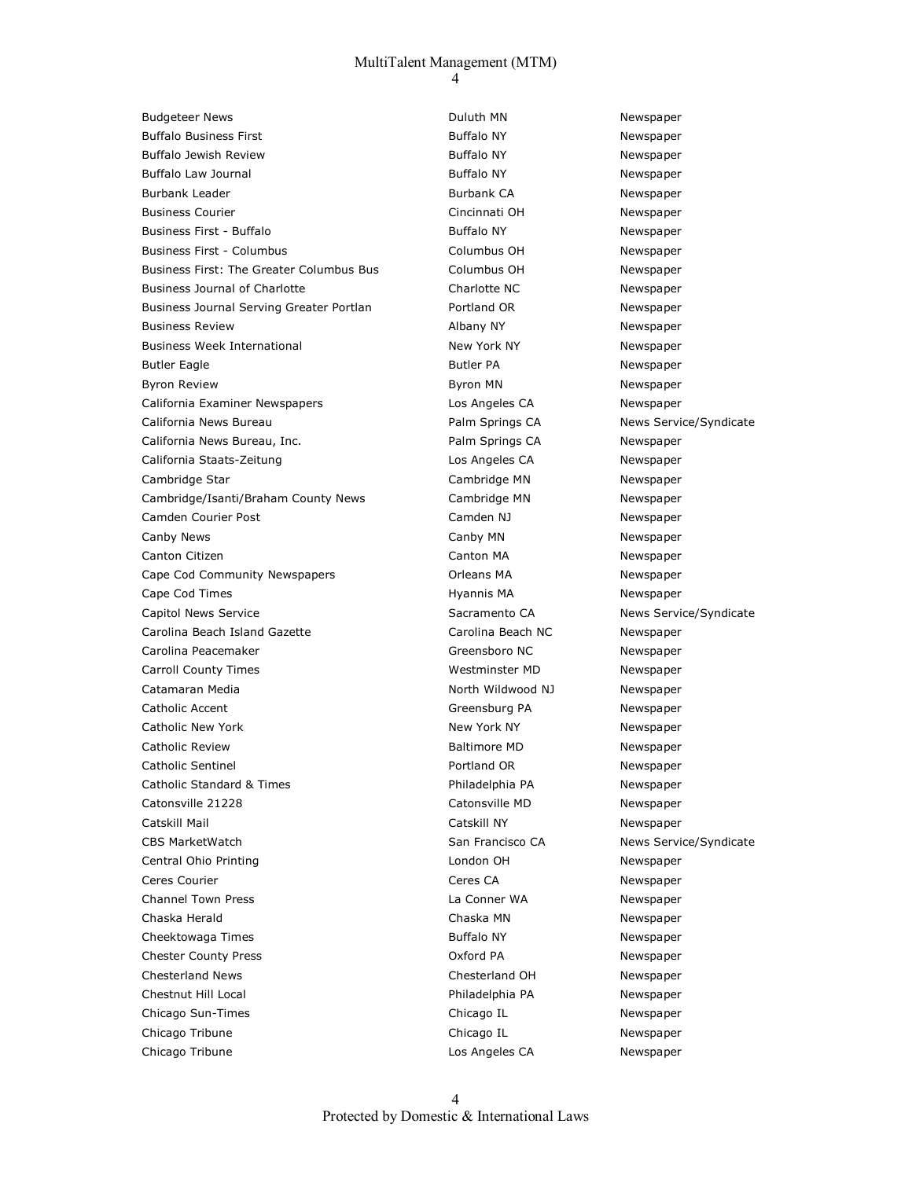| | | |
|---|---|---|
| Budgeteer News | Duluth MN | Newspaper |
| Buffalo Business First | Buffalo NY | Newspaper |
| Buffalo Jewish Review | Buffalo NY | Newspaper |
| Buffalo Law Journal | Buffalo NY | Newspaper |
| Burbank Leader | Burbank CA | Newspaper |
| Business Courier | Cincinnati OH | Newspaper |
| Business First - Buffalo | Buffalo NY | Newspaper |
| Business First - Columbus | Columbus OH | Newspaper |
| Business First: The Greater Columbus Bus | Columbus OH | Newspaper |
| Business Journal of Charlotte | Charlotte NC | Newspaper |
| Business Journal Serving Greater Portlan | Portland OR | Newspaper |
| Business Review | Albany NY | Newspaper |
| Business Week International | New York NY | Newspaper |
| Butler Eagle | Butler PA | Newspaper |
| Byron Review | Byron MN | Newspaper |
| California Examiner Newspapers | Los Angeles CA | Newspaper |
| California News Bureau | Palm Springs CA | News Service/Syndicate |
| California News Bureau, Inc. | Palm Springs CA | Newspaper |
| California Staats-Zeitung | Los Angeles CA | Newspaper |
| Cambridge Star | Cambridge MN | Newspaper |
| Cambridge/Isanti/Braham County News | Cambridge MN | Newspaper |
| Camden Courier Post | Camden NJ | Newspaper |
| Canby News | Canby MN | Newspaper |
| Canton Citizen | Canton MA | Newspaper |
| Cape Cod Community Newspapers | Orleans MA | Newspaper |
| Cape Cod Times | Hyannis MA | Newspaper |
| Capitol News Service | Sacramento CA | News Service/Syndicate |
| Carolina Beach Island Gazette | Carolina Beach NC | Newspaper |
| Carolina Peacemaker | Greensboro NC | Newspaper |
| Carroll County Times | Westminster MD | Newspaper |
| Catamaran Media | North Wildwood NJ | Newspaper |
| Catholic Accent | Greensburg PA | Newspaper |
| Catholic New York | New York NY | Newspaper |
| Catholic Review | Baltimore MD | Newspaper |
| Catholic Sentinel | Portland OR | Newspaper |
| Catholic Standard & Times | Philadelphia PA | Newspaper |
| Catonsville 21228 | Catonsville MD | Newspaper |
| Catskill Mail | Catskill NY | Newspaper |
| CBS MarketWatch | San Francisco CA | News Service/Syndicate |
| Central Ohio Printing | London OH | Newspaper |
| Ceres Courier | Ceres CA | Newspaper |
| Channel Town Press | La Conner WA | Newspaper |
| Chaska Herald | Chaska MN | Newspaper |
| Cheektowaga Times | Buffalo NY | Newspaper |
| Chester County Press | Oxford PA | Newspaper |
| Chesterland News | Chesterland OH | Newspaper |
| Chestnut Hill Local | Philadelphia PA | Newspaper |
| Chicago Sun-Times | Chicago IL | Newspaper |
| Chicago Tribune | Chicago IL | Newspaper |
| Chicago Tribune | Los Angeles CA | Newspaper |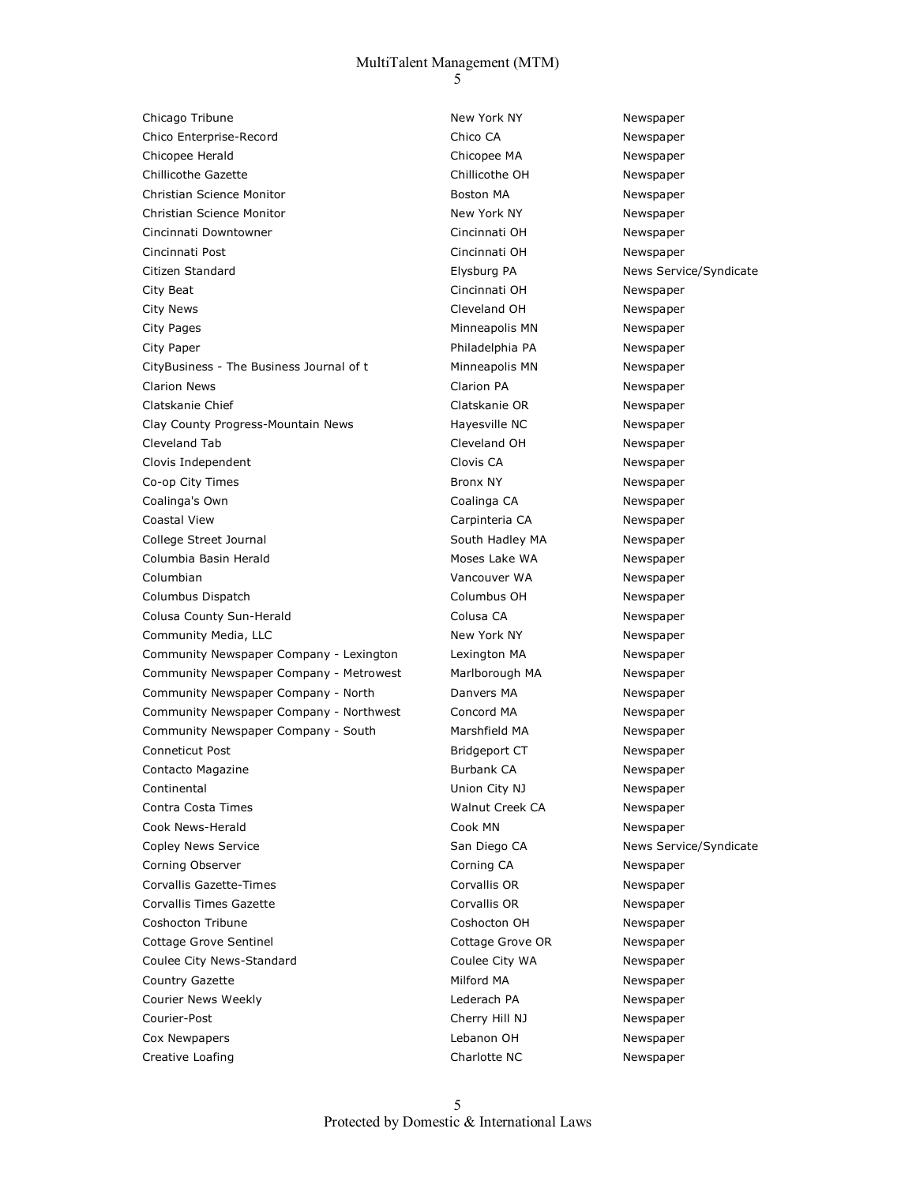| | | |
|---|---|---|
| Chicago Tribune | New York NY | Newspaper |
| Chico Enterprise-Record | Chico CA | Newspaper |
| Chicopee Herald | Chicopee MA | Newspaper |
| Chillicothe Gazette | Chillicothe OH | Newspaper |
| Christian Science Monitor | Boston MA | Newspaper |
| Christian Science Monitor | New York NY | Newspaper |
| Cincinnati Downtowner | Cincinnati OH | Newspaper |
| Cincinnati Post | Cincinnati OH | Newspaper |
| Citizen Standard | Elysburg PA | News Service/Syndicate |
| City Beat | Cincinnati OH | Newspaper |
| City News | Cleveland OH | Newspaper |
| City Pages | Minneapolis MN | Newspaper |
| City Paper | Philadelphia PA | Newspaper |
| CityBusiness - The Business Journal of t | Minneapolis MN | Newspaper |
| Clarion News | Clarion PA | Newspaper |
| Clatskanie Chief | Clatskanie OR | Newspaper |
| Clay County Progress-Mountain News | Hayesville NC | Newspaper |
| Cleveland Tab | Cleveland OH | Newspaper |
| Clovis Independent | Clovis CA | Newspaper |
| Co-op City Times | Bronx NY | Newspaper |
| Coalinga's Own | Coalinga CA | Newspaper |
| Coastal View | Carpinteria CA | Newspaper |
| College Street Journal | South Hadley MA | Newspaper |
| Columbia Basin Herald | Moses Lake WA | Newspaper |
| Columbian | Vancouver WA | Newspaper |
| Columbus Dispatch | Columbus OH | Newspaper |
| Colusa County Sun-Herald | Colusa CA | Newspaper |
| Community Media, LLC | New York NY | Newspaper |
| Community Newspaper Company - Lexington | Lexington MA | Newspaper |
| Community Newspaper Company - Metrowest | Marlborough MA | Newspaper |
| Community Newspaper Company - North | Danvers MA | Newspaper |
| Community Newspaper Company - Northwest | Concord MA | Newspaper |
| Community Newspaper Company - South | Marshfield MA | Newspaper |
| Conneticut Post | Bridgeport CT | Newspaper |
| Contacto Magazine | Burbank CA | Newspaper |
| Continental | Union City NJ | Newspaper |
| Contra Costa Times | Walnut Creek CA | Newspaper |
| Cook News-Herald | Cook MN | Newspaper |
| Copley News Service | San Diego CA | News Service/Syndicate |
| Corning Observer | Corning CA | Newspaper |
| Corvallis Gazette-Times | Corvallis OR | Newspaper |
| Corvallis Times Gazette | Corvallis OR | Newspaper |
| Coshocton Tribune | Coshocton OH | Newspaper |
| Cottage Grove Sentinel | Cottage Grove OR | Newspaper |
| Coulee City News-Standard | Coulee City WA | Newspaper |
| Country Gazette | Milford MA | Newspaper |
| Courier News Weekly | Lederach PA | Newspaper |
| Courier-Post | Cherry Hill NJ | Newspaper |
| Cox Newpapers | Lebanon OH | Newspaper |
| Creative Loafing | Charlotte NC | Newspaper |

Protected by Domestic & International Laws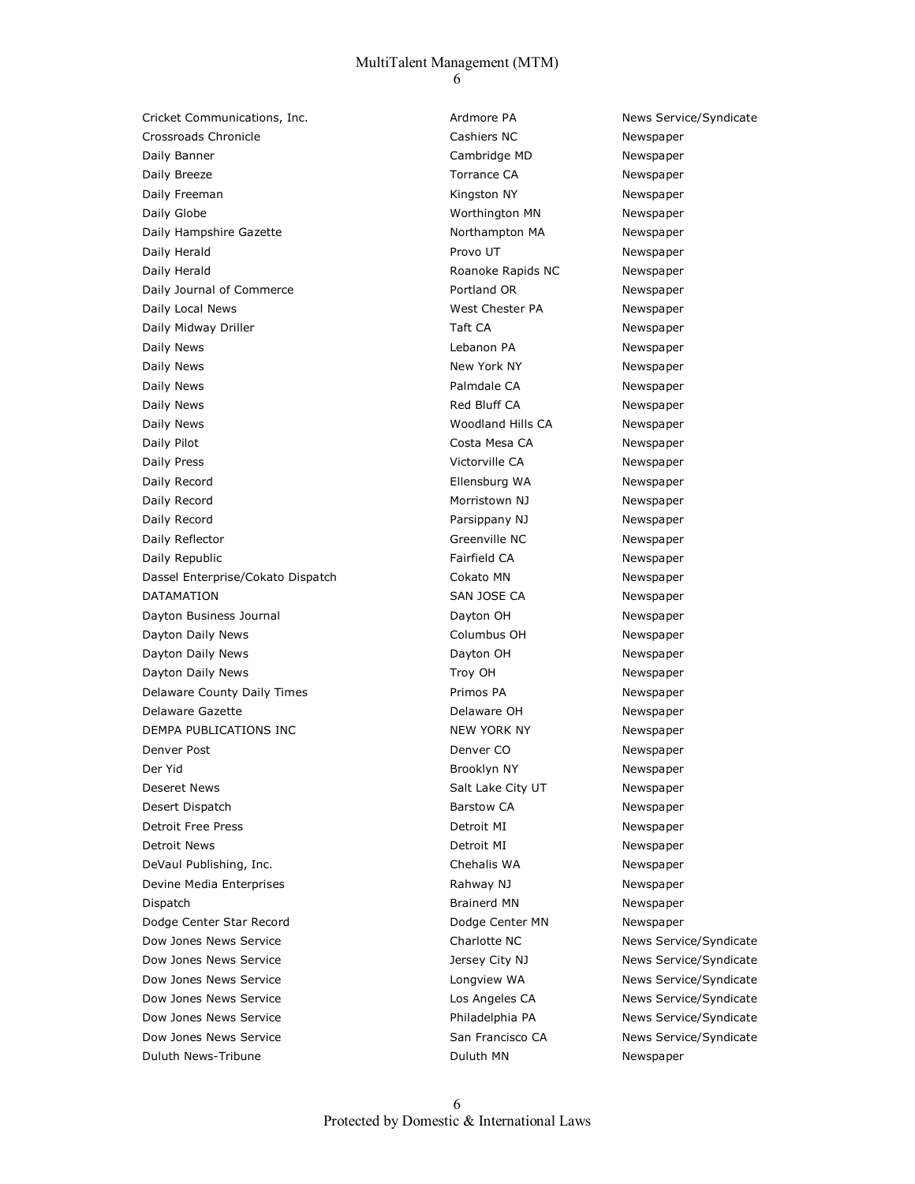| | | |
|---|---|---|
| Cricket Communications, Inc. | Ardmore PA | News Service/Syndicate |
| Crossroads Chronicle | Cashiers NC | Newspaper |
| Daily Banner | Cambridge MD | Newspaper |
| Daily Breeze | Torrance CA | Newspaper |
| Daily Freeman | Kingston NY | Newspaper |
| Daily Globe | Worthington MN | Newspaper |
| Daily Hampshire Gazette | Northampton MA | Newspaper |
| Daily Herald | Provo UT | Newspaper |
| Daily Herald | Roanoke Rapids NC | Newspaper |
| Daily Journal of Commerce | Portland OR | Newspaper |
| Daily Local News | West Chester PA | Newspaper |
| Daily Midway Driller | Taft CA | Newspaper |
| Daily News | Lebanon PA | Newspaper |
| Daily News | New York NY | Newspaper |
| Daily News | Palmdale CA | Newspaper |
| Daily News | Red Bluff CA | Newspaper |
| Daily News | Woodland Hills CA | Newspaper |
| Daily Pilot | Costa Mesa CA | Newspaper |
| Daily Press | Victorville CA | Newspaper |
| Daily Record | Ellensburg WA | Newspaper |
| Daily Record | Morristown NJ | Newspaper |
| Daily Record | Parsippany NJ | Newspaper |
| Daily Reflector | Greenville NC | Newspaper |
| Daily Republic | Fairfield CA | Newspaper |
| Dassel Enterprise/Cokato Dispatch | Cokato MN | Newspaper |
| DATAMATION | SAN JOSE CA | Newspaper |
| Dayton Business Journal | Dayton OH | Newspaper |
| Dayton Daily News | Columbus OH | Newspaper |
| Dayton Daily News | Dayton OH | Newspaper |
| Dayton Daily News | Troy OH | Newspaper |
| Delaware County Daily Times | Primos PA | Newspaper |
| Delaware Gazette | Delaware OH | Newspaper |
| DEMPA PUBLICATIONS INC | NEW YORK NY | Newspaper |
| Denver Post | Denver CO | Newspaper |
| Der Yid | Brooklyn NY | Newspaper |
| Deseret News | Salt Lake City UT | Newspaper |
| Desert Dispatch | Barstow CA | Newspaper |
| Detroit Free Press | Detroit MI | Newspaper |
| Detroit News | Detroit MI | Newspaper |
| DeVaul Publishing, Inc. | Chehalis WA | Newspaper |
| Devine Media Enterprises | Rahway NJ | Newspaper |
| Dispatch | Brainerd MN | Newspaper |
| Dodge Center Star Record | Dodge Center MN | Newspaper |
| Dow Jones News Service | Charlotte NC | News Service/Syndicate |
| Dow Jones News Service | Jersey City NJ | News Service/Syndicate |
| Dow Jones News Service | Longview WA | News Service/Syndicate |
| Dow Jones News Service | Los Angeles CA | News Service/Syndicate |
| Dow Jones News Service | Philadelphia PA | News Service/Syndicate |
| Dow Jones News Service | San Francisco CA | News Service/Syndicate |
| Duluth News-Tribune | Duluth MN | Newspaper |

Protected by Domestic & International Laws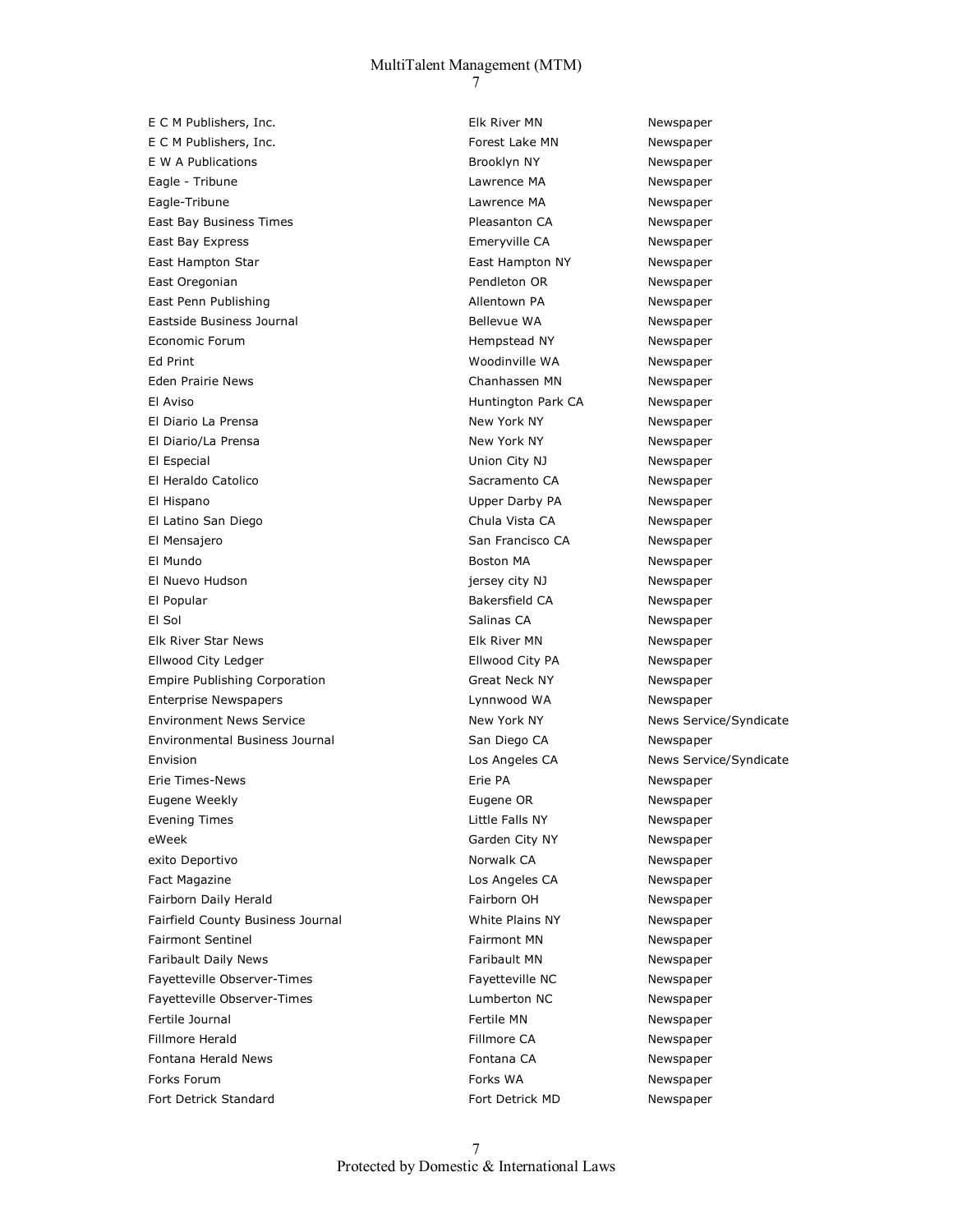| | | |
|---|---|---|
| E C M Publishers, Inc. | Elk River MN | Newspaper |
| E C M Publishers, Inc. | Forest Lake MN | Newspaper |
| E W A Publications | Brooklyn NY | Newspaper |
| Eagle - Tribune | Lawrence MA | Newspaper |
| Eagle-Tribune | Lawrence MA | Newspaper |
| East Bay Business Times | Pleasanton CA | Newspaper |
| East Bay Express | Emeryville CA | Newspaper |
| East Hampton Star | East Hampton NY | Newspaper |
| East Oregonian | Pendleton OR | Newspaper |
| East Penn Publishing | Allentown PA | Newspaper |
| Eastside Business Journal | Bellevue WA | Newspaper |
| Economic Forum | Hempstead NY | Newspaper |
| Ed Print | Woodinville WA | Newspaper |
| Eden Prairie News | Chanhassen MN | Newspaper |
| El Aviso | Huntington Park CA | Newspaper |
| El Diario La Prensa | New York NY | Newspaper |
| El Diario/La Prensa | New York NY | Newspaper |
| El Especial | Union City NJ | Newspaper |
| El Heraldo Catolico | Sacramento CA | Newspaper |
| El Hispano | Upper Darby PA | Newspaper |
| El Latino San Diego | Chula Vista CA | Newspaper |
| El Mensajero | San Francisco CA | Newspaper |
| El Mundo | Boston MA | Newspaper |
| El Nuevo Hudson | jersey city NJ | Newspaper |
| El Popular | Bakersfield CA | Newspaper |
| El Sol | Salinas CA | Newspaper |
| Elk River Star News | Elk River MN | Newspaper |
| Ellwood City Ledger | Ellwood City PA | Newspaper |
| Empire Publishing Corporation | Great Neck NY | Newspaper |
| Enterprise Newspapers | Lynnwood WA | Newspaper |
| Environment News Service | New York NY | News Service/Syndicate |
| Environmental Business Journal | San Diego CA | Newspaper |
| Envision | Los Angeles CA | News Service/Syndicate |
| Erie Times-News | Erie PA | Newspaper |
| Eugene Weekly | Eugene OR | Newspaper |
| Evening Times | Little Falls NY | Newspaper |
| eWeek | Garden City NY | Newspaper |
| exito Deportivo | Norwalk CA | Newspaper |
| Fact Magazine | Los Angeles CA | Newspaper |
| Fairborn Daily Herald | Fairborn OH | Newspaper |
| Fairfield County Business Journal | White Plains NY | Newspaper |
| Fairmont Sentinel | Fairmont MN | Newspaper |
| Faribault Daily News | Faribault MN | Newspaper |
| Fayetteville Observer-Times | Fayetteville NC | Newspaper |
| Fayetteville Observer-Times | Lumberton NC | Newspaper |
| Fertile Journal | Fertile MN | Newspaper |
| Fillmore Herald | Fillmore CA | Newspaper |
| Fontana Herald News | Fontana CA | Newspaper |
| Forks Forum | Forks WA | Newspaper |
| Fort Detrick Standard | Fort Detrick MD | Newspaper |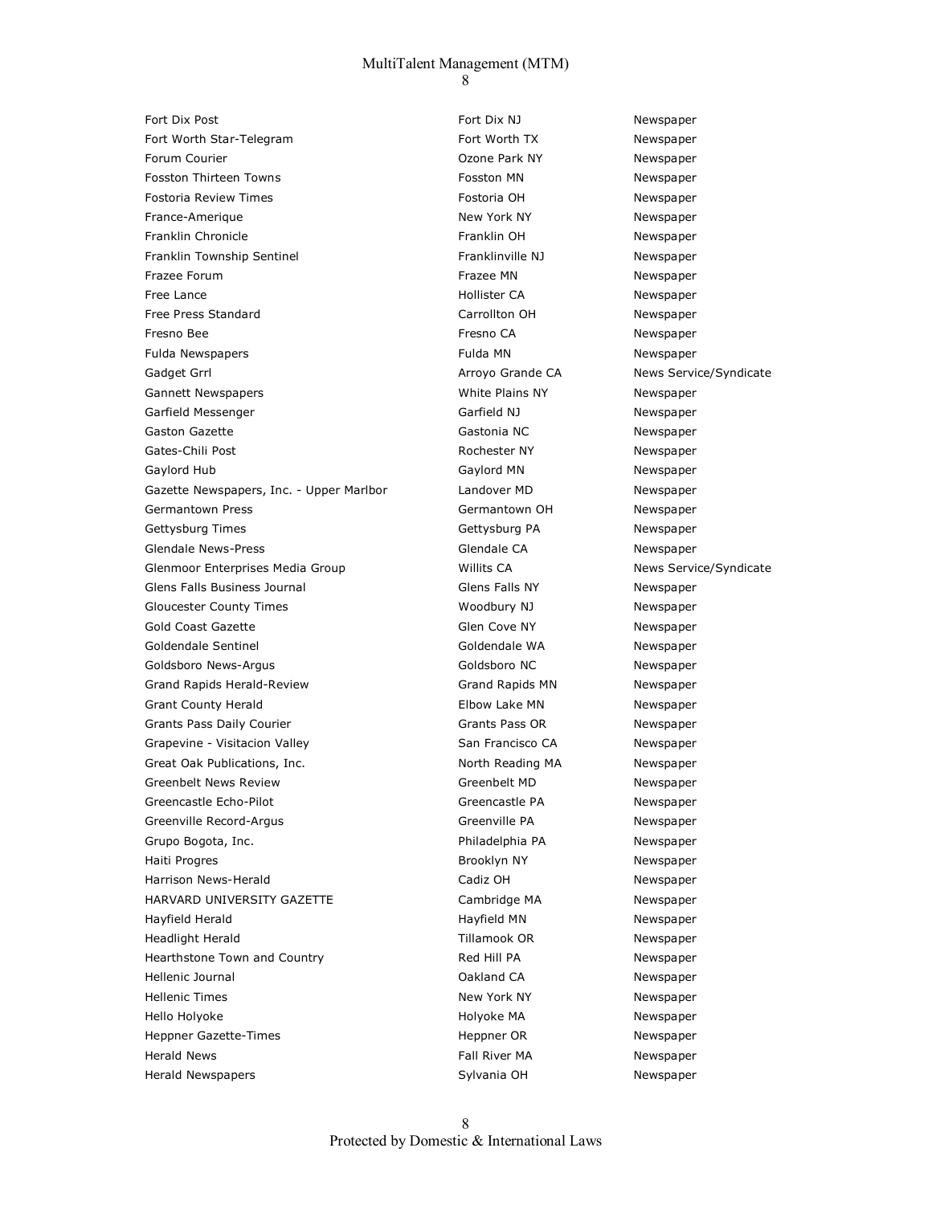| | | |
|---|---|---|
| Fort Dix Post | Fort Dix NJ | Newspaper |
| Fort Worth Star-Telegram | Fort Worth TX | Newspaper |
| Forum Courier | Ozone Park NY | Newspaper |
| Fosston Thirteen Towns | Fosston MN | Newspaper |
| Fostoria Review Times | Fostoria OH | Newspaper |
| France-Amerique | New York NY | Newspaper |
| Franklin Chronicle | Franklin OH | Newspaper |
| Franklin Township Sentinel | Franklinville NJ | Newspaper |
| Frazee Forum | Frazee MN | Newspaper |
| Free Lance | Hollister CA | Newspaper |
| Free Press Standard | Carrollton OH | Newspaper |
| Fresno Bee | Fresno CA | Newspaper |
| Fulda Newspapers | Fulda MN | Newspaper |
| Gadget Grrl | Arroyo Grande CA | News Service/Syndicate |
| Gannett Newspapers | White Plains NY | Newspaper |
| Garfield Messenger | Garfield NJ | Newspaper |
| Gaston Gazette | Gastonia NC | Newspaper |
| Gates-Chili Post | Rochester NY | Newspaper |
| Gaylord Hub | Gaylord MN | Newspaper |
| Gazette Newspapers, Inc. - Upper Marlbor | Landover MD | Newspaper |
| Germantown Press | Germantown OH | Newspaper |
| Gettysburg Times | Gettysburg PA | Newspaper |
| Glendale News-Press | Glendale CA | Newspaper |
| Glenmoor Enterprises Media Group | Willits CA | News Service/Syndicate |
| Glens Falls Business Journal | Glens Falls NY | Newspaper |
| Gloucester County Times | Woodbury NJ | Newspaper |
| Gold Coast Gazette | Glen Cove NY | Newspaper |
| Goldendale Sentinel | Goldendale WA | Newspaper |
| Goldsboro News-Argus | Goldsboro NC | Newspaper |
| Grand Rapids Herald-Review | Grand Rapids MN | Newspaper |
| Grant County Herald | Elbow Lake MN | Newspaper |
| Grants Pass Daily Courier | Grants Pass OR | Newspaper |
| Grapevine - Visitacion Valley | San Francisco CA | Newspaper |
| Great Oak Publications, Inc. | North Reading MA | Newspaper |
| Greenbelt News Review | Greenbelt MD | Newspaper |
| Greencastle Echo-Pilot | Greencastle PA | Newspaper |
| Greenville Record-Argus | Greenville PA | Newspaper |
| Grupo Bogota, Inc. | Philadelphia PA | Newspaper |
| Haiti Progres | Brooklyn NY | Newspaper |
| Harrison News-Herald | Cadiz OH | Newspaper |
| HARVARD UNIVERSITY GAZETTE | Cambridge MA | Newspaper |
| Hayfield Herald | Hayfield MN | Newspaper |
| Headlight Herald | Tillamook OR | Newspaper |
| Hearthstone Town and Country | Red Hill PA | Newspaper |
| Hellenic Journal | Oakland CA | Newspaper |
| Hellenic Times | New York NY | Newspaper |
| Hello Holyoke | Holyoke MA | Newspaper |
| Heppner Gazette-Times | Heppner OR | Newspaper |
| Herald News | Fall River MA | Newspaper |
| Herald Newspapers | Sylvania OH | Newspaper |

Protected by Domestic & International Laws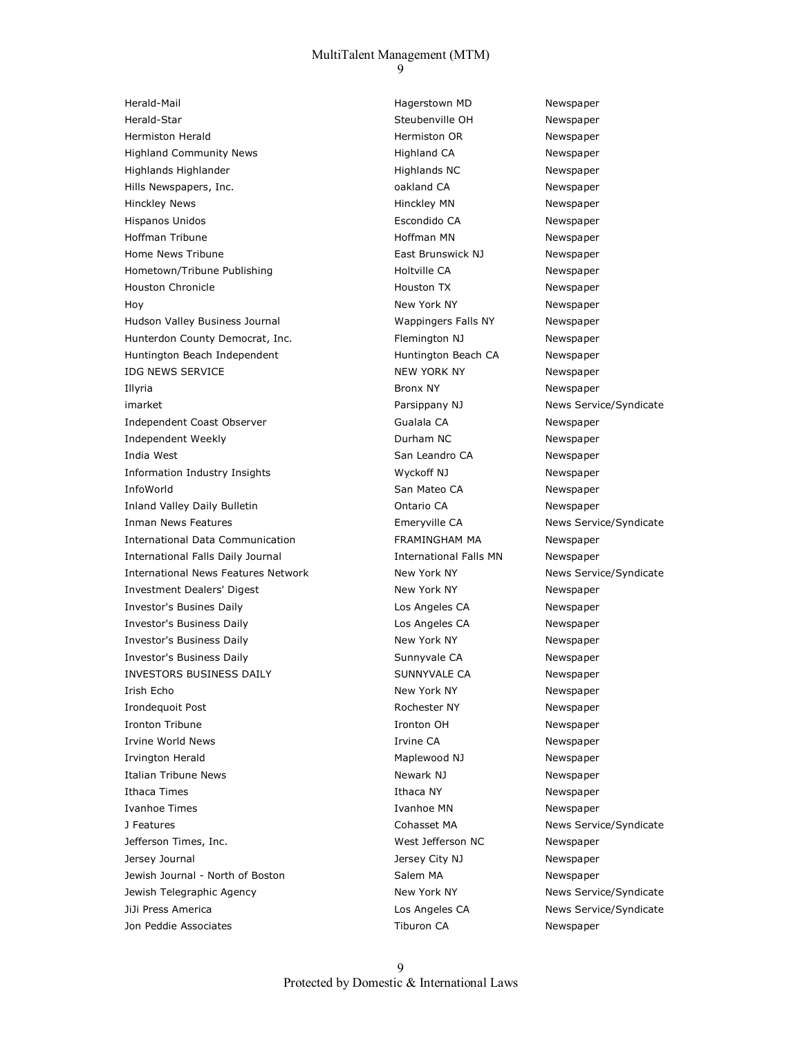| | | |
|---|---|---|
| Herald-Mail | Hagerstown MD | Newspaper |
| Herald-Star | Steubenville OH | Newspaper |
| Hermiston Herald | Hermiston OR | Newspaper |
| Highland Community News | Highland CA | Newspaper |
| Highlands Highlander | Highlands NC | Newspaper |
| Hills Newspapers, Inc. | oakland CA | Newspaper |
| Hinckley News | Hinckley MN | Newspaper |
| Hispanos Unidos | Escondido CA | Newspaper |
| Hoffman Tribune | Hoffman MN | Newspaper |
| Home News Tribune | East Brunswick NJ | Newspaper |
| Hometown/Tribune Publishing | Holtville CA | Newspaper |
| Houston Chronicle | Houston TX | Newspaper |
| Hoy | New York NY | Newspaper |
| Hudson Valley Business Journal | Wappingers Falls NY | Newspaper |
| Hunterdon County Democrat, Inc. | Flemington NJ | Newspaper |
| Huntington Beach Independent | Huntington Beach CA | Newspaper |
| IDG NEWS SERVICE | NEW YORK NY | Newspaper |
| Illyria | Bronx NY | Newspaper |
| imarket | Parsippany NJ | News Service/Syndicate |
| Independent Coast Observer | Gualala CA | Newspaper |
| Independent Weekly | Durham NC | Newspaper |
| India West | San Leandro CA | Newspaper |
| Information Industry Insights | Wyckoff NJ | Newspaper |
| InfoWorld | San Mateo CA | Newspaper |
| Inland Valley Daily Bulletin | Ontario CA | Newspaper |
| Inman News Features | Emeryville CA | News Service/Syndicate |
| International Data Communication | FRAMINGHAM MA | Newspaper |
| International Falls Daily Journal | International Falls MN | Newspaper |
| International News Features Network | New York NY | News Service/Syndicate |
| Investment Dealers' Digest | New York NY | Newspaper |
| Investor's Busines Daily | Los Angeles CA | Newspaper |
| Investor's Business Daily | Los Angeles CA | Newspaper |
| Investor's Business Daily | New York NY | Newspaper |
| Investor's Business Daily | Sunnyvale CA | Newspaper |
| INVESTORS BUSINESS DAILY | SUNNYVALE CA | Newspaper |
| Irish Echo | New York NY | Newspaper |
| Irondequoit Post | Rochester NY | Newspaper |
| Ironton Tribune | Ironton OH | Newspaper |
| Irvine World News | Irvine CA | Newspaper |
| Irvington Herald | Maplewood NJ | Newspaper |
| Italian Tribune News | Newark NJ | Newspaper |
| Ithaca Times | Ithaca NY | Newspaper |
| Ivanhoe Times | Ivanhoe MN | Newspaper |
| J Features | Cohasset MA | News Service/Syndicate |
| Jefferson Times, Inc. | West Jefferson NC | Newspaper |
| Jersey Journal | Jersey City NJ | Newspaper |
| Jewish Journal - North of Boston | Salem MA | Newspaper |
| Jewish Telegraphic Agency | New York NY | News Service/Syndicate |
| JiJi Press America | Los Angeles CA | News Service/Syndicate |
| Jon Peddie Associates | Tiburon CA | Newspaper |

Protected by Domestic & International Laws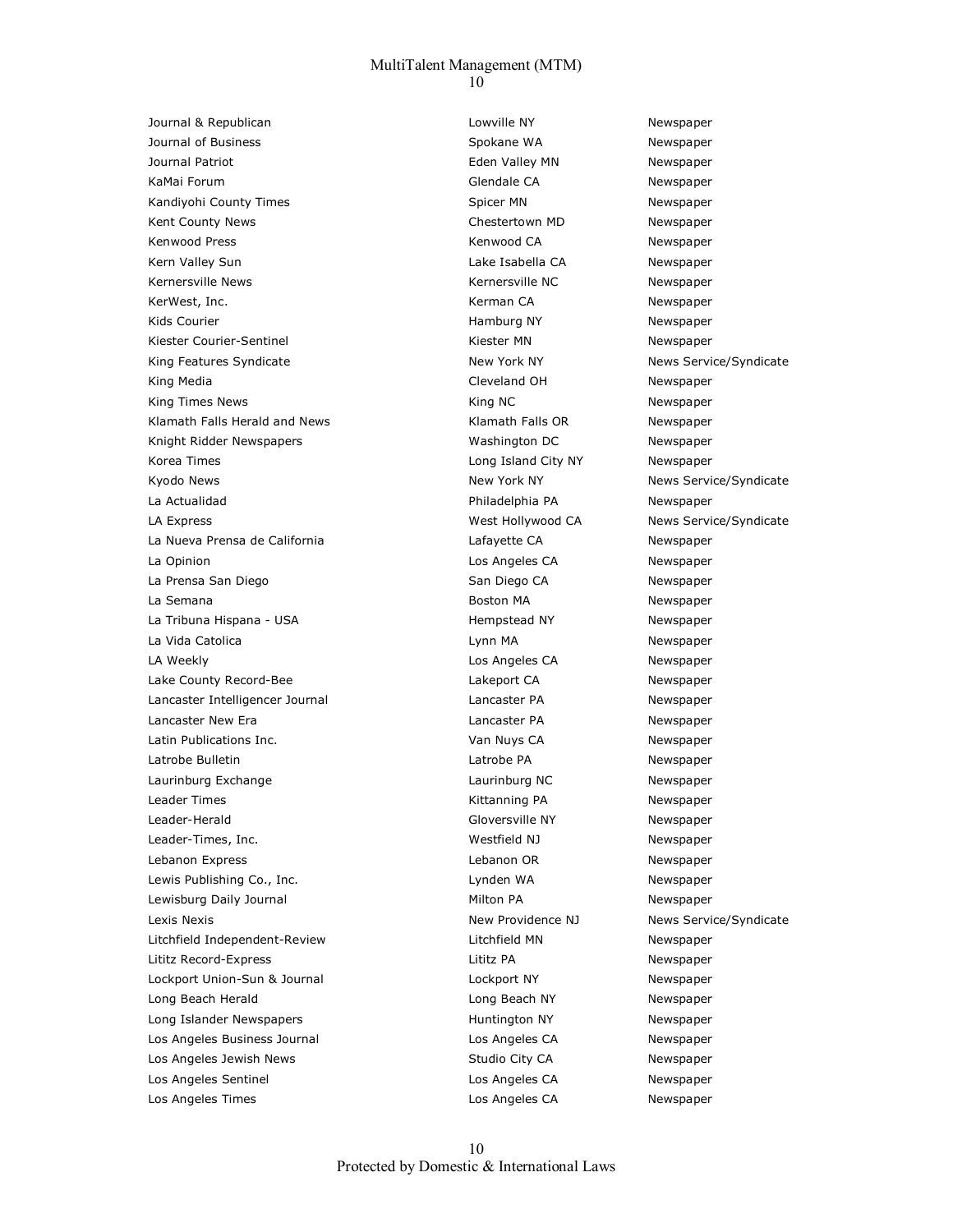| | | |
|---|---|---|
| Journal & Republican | Lowville NY | Newspaper |
| Journal of Business | Spokane WA | Newspaper |
| Journal Patriot | Eden Valley MN | Newspaper |
| KaMai Forum | Glendale CA | Newspaper |
| Kandiyohi County Times | Spicer MN | Newspaper |
| Kent County News | Chestertown MD | Newspaper |
| Kenwood Press | Kenwood CA | Newspaper |
| Kern Valley Sun | Lake Isabella CA | Newspaper |
| Kernersville News | Kernersville NC | Newspaper |
| KerWest, Inc. | Kerman CA | Newspaper |
| Kids Courier | Hamburg NY | Newspaper |
| Kiester Courier-Sentinel | Kiester MN | Newspaper |
| King Features Syndicate | New York NY | News Service/Syndicate |
| King Media | Cleveland OH | Newspaper |
| King Times News | King NC | Newspaper |
| Klamath Falls Herald and News | Klamath Falls OR | Newspaper |
| Knight Ridder Newspapers | Washington DC | Newspaper |
| Korea Times | Long Island City NY | Newspaper |
| Kyodo News | New York NY | News Service/Syndicate |
| La Actualidad | Philadelphia PA | Newspaper |
| LA Express | West Hollywood CA | News Service/Syndicate |
| La Nueva Prensa de California | Lafayette CA | Newspaper |
| La Opinion | Los Angeles CA | Newspaper |
| La Prensa San Diego | San Diego CA | Newspaper |
| La Semana | Boston MA | Newspaper |
| La Tribuna Hispana - USA | Hempstead NY | Newspaper |
| La Vida Catolica | Lynn MA | Newspaper |
| LA Weekly | Los Angeles CA | Newspaper |
| Lake County Record-Bee | Lakeport CA | Newspaper |
| Lancaster Intelligencer Journal | Lancaster PA | Newspaper |
| Lancaster New Era | Lancaster PA | Newspaper |
| Latin Publications Inc. | Van Nuys CA | Newspaper |
| Latrobe Bulletin | Latrobe PA | Newspaper |
| Laurinburg Exchange | Laurinburg NC | Newspaper |
| Leader Times | Kittanning PA | Newspaper |
| Leader-Herald | Gloversville NY | Newspaper |
| Leader-Times, Inc. | Westfield NJ | Newspaper |
| Lebanon Express | Lebanon OR | Newspaper |
| Lewis Publishing Co., Inc. | Lynden WA | Newspaper |
| Lewisburg Daily Journal | Milton PA | Newspaper |
| Lexis Nexis | New Providence NJ | News Service/Syndicate |
| Litchfield Independent-Review | Litchfield MN | Newspaper |
| Lititz Record-Express | Lititz PA | Newspaper |
| Lockport Union-Sun & Journal | Lockport NY | Newspaper |
| Long Beach Herald | Long Beach NY | Newspaper |
| Long Islander Newspapers | Huntington NY | Newspaper |
| Los Angeles Business Journal | Los Angeles CA | Newspaper |
| Los Angeles Jewish News | Studio City CA | Newspaper |
| Los Angeles Sentinel | Los Angeles CA | Newspaper |
| Los Angeles Times | Los Angeles CA | Newspaper |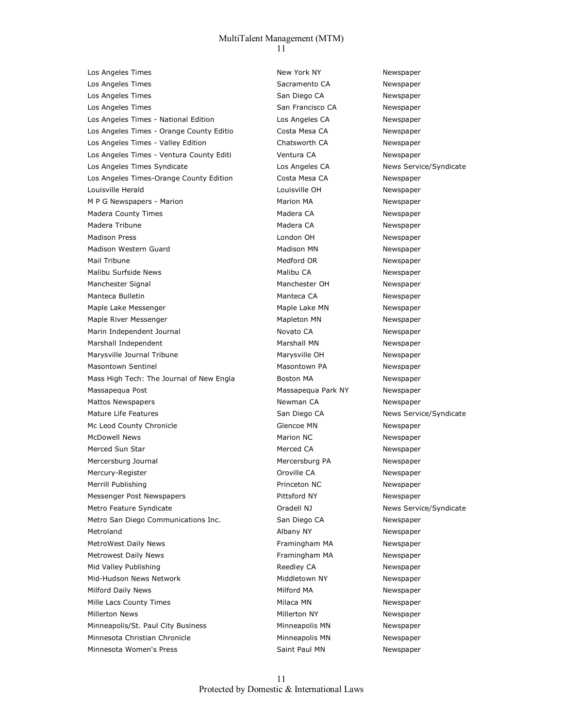| | | |
|---|---|---|
| Los Angeles Times | New York NY | Newspaper |
| Los Angeles Times | Sacramento CA | Newspaper |
| Los Angeles Times | San Diego CA | Newspaper |
| Los Angeles Times | San Francisco CA | Newspaper |
| Los Angeles Times - National Edition | Los Angeles CA | Newspaper |
| Los Angeles Times - Orange County Editio | Costa Mesa CA | Newspaper |
| Los Angeles Times - Valley Edition | Chatsworth CA | Newspaper |
| Los Angeles Times - Ventura County Editi | Ventura CA | Newspaper |
| Los Angeles Times Syndicate | Los Angeles CA | News Service/Syndicate |
| Los Angeles Times-Orange County Edition | Costa Mesa CA | Newspaper |
| Louisville Herald | Louisville OH | Newspaper |
| M P G Newspapers - Marion | Marion MA | Newspaper |
| Madera County Times | Madera CA | Newspaper |
| Madera Tribune | Madera CA | Newspaper |
| Madison Press | London OH | Newspaper |
| Madison Western Guard | Madison MN | Newspaper |
| Mail Tribune | Medford OR | Newspaper |
| Malibu Surfside News | Malibu CA | Newspaper |
| Manchester Signal | Manchester OH | Newspaper |
| Manteca Bulletin | Manteca CA | Newspaper |
| Maple Lake Messenger | Maple Lake MN | Newspaper |
| Maple River Messenger | Mapleton MN | Newspaper |
| Marin Independent Journal | Novato CA | Newspaper |
| Marshall Independent | Marshall MN | Newspaper |
| Marysville Journal Tribune | Marysville OH | Newspaper |
| Masontown Sentinel | Masontown PA | Newspaper |
| Mass High Tech: The Journal of New Engla | Boston MA | Newspaper |
| Massapequa Post | Massapequa Park NY | Newspaper |
| Mattos Newspapers | Newman CA | Newspaper |
| Mature Life Features | San Diego CA | News Service/Syndicate |
| Mc Leod County Chronicle | Glencoe MN | Newspaper |
| McDowell News | Marion NC | Newspaper |
| Merced Sun Star | Merced CA | Newspaper |
| Mercersburg Journal | Mercersburg PA | Newspaper |
| Mercury-Register | Oroville CA | Newspaper |
| Merrill Publishing | Princeton NC | Newspaper |
| Messenger Post Newspapers | Pittsford NY | Newspaper |
| Metro Feature Syndicate | Oradell NJ | News Service/Syndicate |
| Metro San Diego Communications Inc. | San Diego CA | Newspaper |
| Metroland | Albany NY | Newspaper |
| MetroWest Daily News | Framingham MA | Newspaper |
| Metrowest Daily News | Framingham MA | Newspaper |
| Mid Valley Publishing | Reedley CA | Newspaper |
| Mid-Hudson News Network | Middletown NY | Newspaper |
| Milford Daily News | Milford MA | Newspaper |
| Mille Lacs County Times | Milaca MN | Newspaper |
| Millerton News | Millerton NY | Newspaper |
| Minneapolis/St. Paul City Business | Minneapolis MN | Newspaper |
| Minnesota Christian Chronicle | Minneapolis MN | Newspaper |
| Minnesota Women's Press | Saint Paul MN | Newspaper |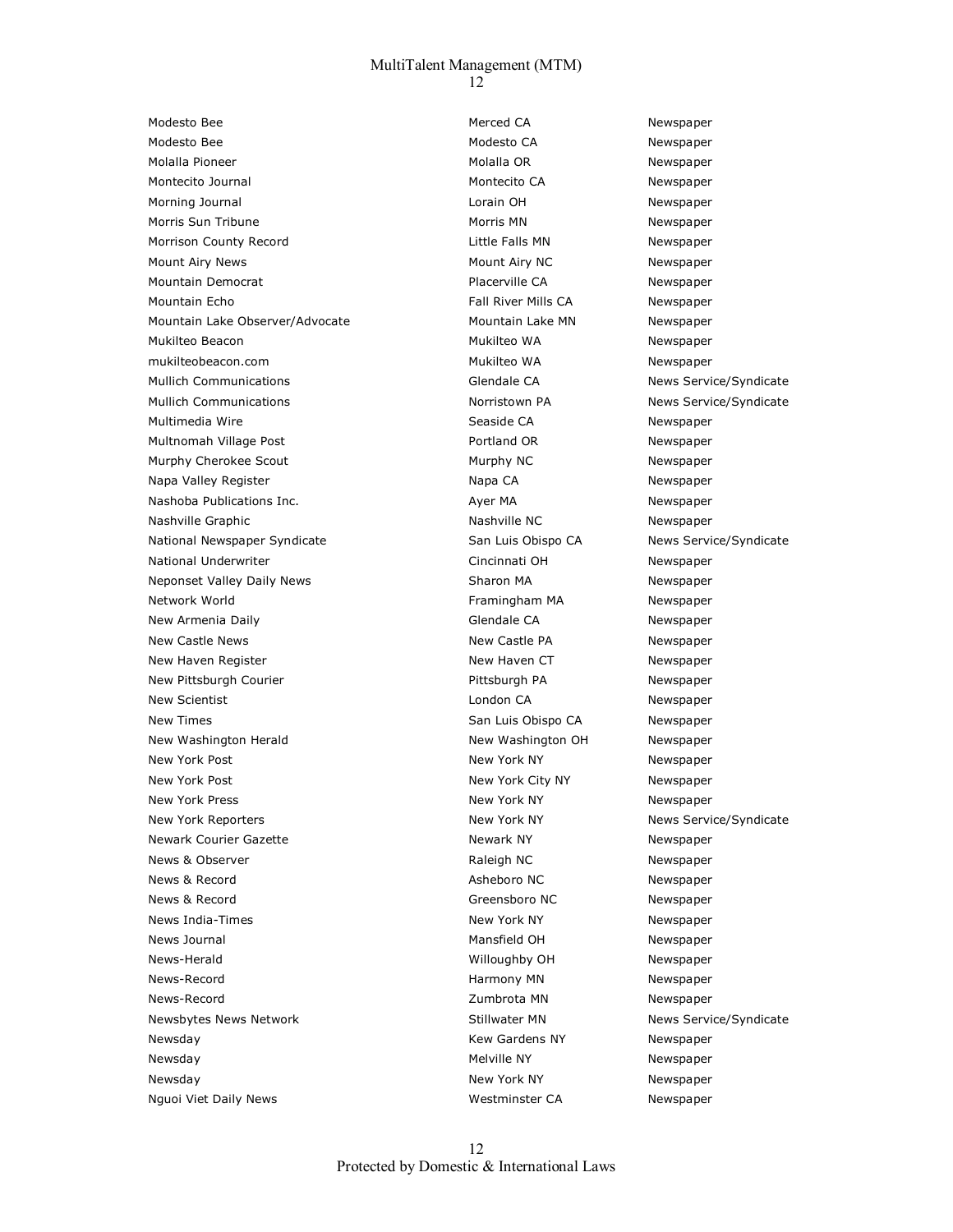| | | |
|---|---|---|
| Modesto Bee | Merced CA | Newspaper |
| Modesto Bee | Modesto CA | Newspaper |
| Molalla Pioneer | Molalla OR | Newspaper |
| Montecito Journal | Montecito CA | Newspaper |
| Morning Journal | Lorain OH | Newspaper |
| Morris Sun Tribune | Morris MN | Newspaper |
| Morrison County Record | Little Falls MN | Newspaper |
| Mount Airy News | Mount Airy NC | Newspaper |
| Mountain Democrat | Placerville CA | Newspaper |
| Mountain Echo | Fall River Mills CA | Newspaper |
| Mountain Lake Observer/Advocate | Mountain Lake MN | Newspaper |
| Mukilteo Beacon | Mukilteo WA | Newspaper |
| mukilteobeacon.com | Mukilteo WA | Newspaper |
| Mullich Communications | Glendale CA | News Service/Syndicate |
| Mullich Communications | Norristown PA | News Service/Syndicate |
| Multimedia Wire | Seaside CA | Newspaper |
| Multnomah Village Post | Portland OR | Newspaper |
| Murphy Cherokee Scout | Murphy NC | Newspaper |
| Napa Valley Register | Napa CA | Newspaper |
| Nashoba Publications Inc. | Ayer MA | Newspaper |
| Nashville Graphic | Nashville NC | Newspaper |
| National Newspaper Syndicate | San Luis Obispo CA | News Service/Syndicate |
| National Underwriter | Cincinnati OH | Newspaper |
| Neponset Valley Daily News | Sharon MA | Newspaper |
| Network World | Framingham MA | Newspaper |
| New Armenia Daily | Glendale CA | Newspaper |
| New Castle News | New Castle PA | Newspaper |
| New Haven Register | New Haven CT | Newspaper |
| New Pittsburgh Courier | Pittsburgh PA | Newspaper |
| New Scientist | London CA | Newspaper |
| New Times | San Luis Obispo CA | Newspaper |
| New Washington Herald | New Washington OH | Newspaper |
| New York Post | New York NY | Newspaper |
| New York Post | New York City NY | Newspaper |
| New York Press | New York NY | Newspaper |
| New York Reporters | New York NY | News Service/Syndicate |
| Newark Courier Gazette | Newark NY | Newspaper |
| News & Observer | Raleigh NC | Newspaper |
| News & Record | Asheboro NC | Newspaper |
| News & Record | Greensboro NC | Newspaper |
| News India-Times | New York NY | Newspaper |
| News Journal | Mansfield OH | Newspaper |
| News-Herald | Willoughby OH | Newspaper |
| News-Record | Harmony MN | Newspaper |
| News-Record | Zumbrota MN | Newspaper |
| Newsbytes News Network | Stillwater MN | News Service/Syndicate |
| Newsday | Kew Gardens NY | Newspaper |
| Newsday | Melville NY | Newspaper |
| Newsday | New York NY | Newspaper |
| Nguoi Viet Daily News | Westminster CA | Newspaper |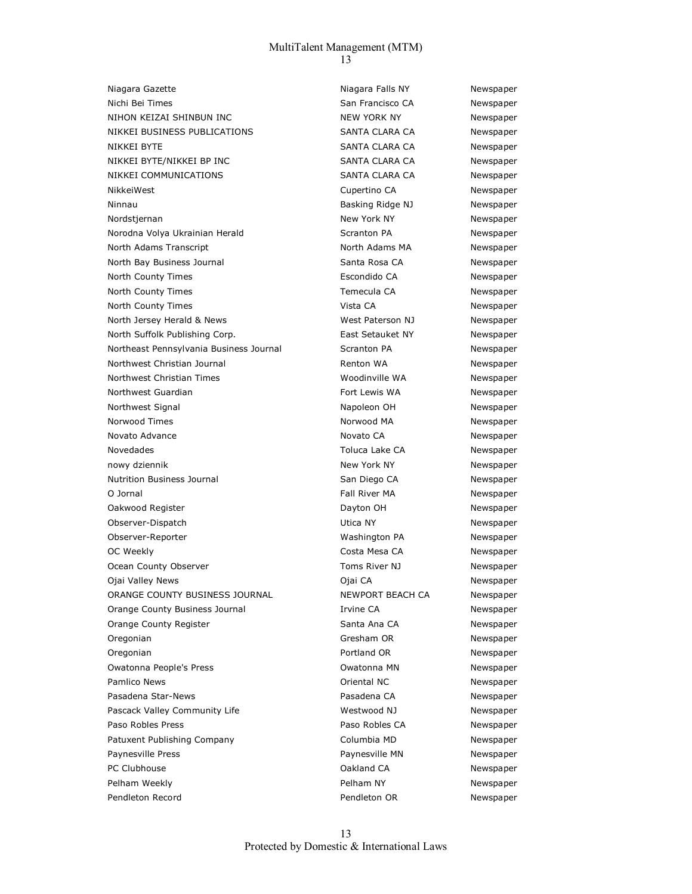| | | |
|---|---|---|
| Niagara Gazette | Niagara Falls NY | Newspaper |
| Nichi Bei Times | San Francisco CA | Newspaper |
| NIHON KEIZAI SHINBUN INC | NEW YORK NY | Newspaper |
| NIKKEI BUSINESS PUBLICATIONS | SANTA CLARA CA | Newspaper |
| NIKKEI BYTE | SANTA CLARA CA | Newspaper |
| NIKKEI BYTE/NIKKEI BP INC | SANTA CLARA CA | Newspaper |
| NIKKEI COMMUNICATIONS | SANTA CLARA CA | Newspaper |
| NikkeiWest | Cupertino CA | Newspaper |
| Ninnau | Basking Ridge NJ | Newspaper |
| Nordstjernan | New York NY | Newspaper |
| Norodna Volya Ukrainian Herald | Scranton PA | Newspaper |
| North Adams Transcript | North Adams MA | Newspaper |
| North Bay Business Journal | Santa Rosa CA | Newspaper |
| North County Times | Escondido CA | Newspaper |
| North County Times | Temecula CA | Newspaper |
| North County Times | Vista CA | Newspaper |
| North Jersey Herald & News | West Paterson NJ | Newspaper |
| North Suffolk Publishing Corp. | East Setauket NY | Newspaper |
| Northeast Pennsylvania Business Journal | Scranton PA | Newspaper |
| Northwest Christian Journal | Renton WA | Newspaper |
| Northwest Christian Times | Woodinville WA | Newspaper |
| Northwest Guardian | Fort Lewis WA | Newspaper |
| Northwest Signal | Napoleon OH | Newspaper |
| Norwood Times | Norwood MA | Newspaper |
| Novato Advance | Novato CA | Newspaper |
| Novedades | Toluca Lake CA | Newspaper |
| nowy dziennik | New York NY | Newspaper |
| Nutrition Business Journal | San Diego CA | Newspaper |
| O Jornal | Fall River MA | Newspaper |
| Oakwood Register | Dayton OH | Newspaper |
| Observer-Dispatch | Utica NY | Newspaper |
| Observer-Reporter | Washington PA | Newspaper |
| OC Weekly | Costa Mesa CA | Newspaper |
| Ocean County Observer | Toms River NJ | Newspaper |
| Ojai Valley News | Ojai CA | Newspaper |
| ORANGE COUNTY BUSINESS JOURNAL | NEWPORT BEACH CA | Newspaper |
| Orange County Business Journal | Irvine CA | Newspaper |
| Orange County Register | Santa Ana CA | Newspaper |
| Oregonian | Gresham OR | Newspaper |
| Oregonian | Portland OR | Newspaper |
| Owatonna People's Press | Owatonna MN | Newspaper |
| Pamlico News | Oriental NC | Newspaper |
| Pasadena Star-News | Pasadena CA | Newspaper |
| Pascack Valley Community Life | Westwood NJ | Newspaper |
| Paso Robles Press | Paso Robles CA | Newspaper |
| Patuxent Publishing Company | Columbia MD | Newspaper |
| Paynesville Press | Paynesville MN | Newspaper |
| PC Clubhouse | Oakland CA | Newspaper |
| Pelham Weekly | Pelham NY | Newspaper |
| Pendleton Record | Pendleton OR | Newspaper |

Protected by Domestic & International Laws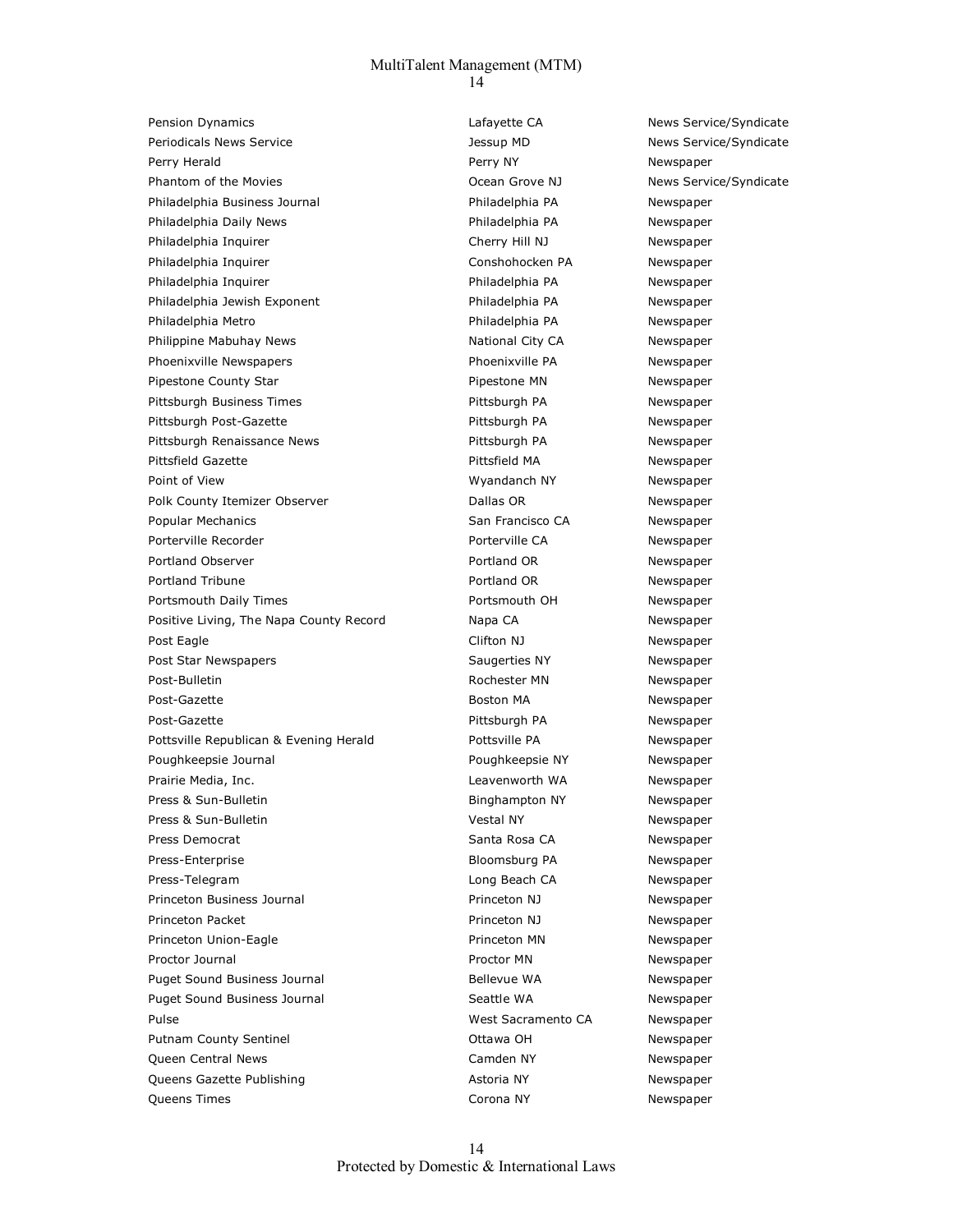| | | |
|---|---|---|
| Pension Dynamics | Lafayette CA | News Service/Syndicate |
| Periodicals News Service | Jessup MD | News Service/Syndicate |
| Perry Herald | Perry NY | Newspaper |
| Phantom of the Movies | Ocean Grove NJ | News Service/Syndicate |
| Philadelphia Business Journal | Philadelphia PA | Newspaper |
| Philadelphia Daily News | Philadelphia PA | Newspaper |
| Philadelphia Inquirer | Cherry Hill NJ | Newspaper |
| Philadelphia Inquirer | Conshohocken PA | Newspaper |
| Philadelphia Inquirer | Philadelphia PA | Newspaper |
| Philadelphia Jewish Exponent | Philadelphia PA | Newspaper |
| Philadelphia Metro | Philadelphia PA | Newspaper |
| Philippine Mabuhay News | National City CA | Newspaper |
| Phoenixville Newspapers | Phoenixville PA | Newspaper |
| Pipestone County Star | Pipestone MN | Newspaper |
| Pittsburgh Business Times | Pittsburgh PA | Newspaper |
| Pittsburgh Post-Gazette | Pittsburgh PA | Newspaper |
| Pittsburgh Renaissance News | Pittsburgh PA | Newspaper |
| Pittsfield Gazette | Pittsfield MA | Newspaper |
| Point of View | Wyandanch NY | Newspaper |
| Polk County Itemizer Observer | Dallas OR | Newspaper |
| Popular Mechanics | San Francisco CA | Newspaper |
| Porterville Recorder | Porterville CA | Newspaper |
| Portland Observer | Portland OR | Newspaper |
| Portland Tribune | Portland OR | Newspaper |
| Portsmouth Daily Times | Portsmouth OH | Newspaper |
| Positive Living, The Napa County Record | Napa CA | Newspaper |
| Post Eagle | Clifton NJ | Newspaper |
| Post Star Newspapers | Saugerties NY | Newspaper |
| Post-Bulletin | Rochester MN | Newspaper |
| Post-Gazette | Boston MA | Newspaper |
| Post-Gazette | Pittsburgh PA | Newspaper |
| Pottsville Republican & Evening Herald | Pottsville PA | Newspaper |
| Poughkeepsie Journal | Poughkeepsie NY | Newspaper |
| Prairie Media, Inc. | Leavenworth WA | Newspaper |
| Press & Sun-Bulletin | Binghampton NY | Newspaper |
| Press & Sun-Bulletin | Vestal NY | Newspaper |
| Press Democrat | Santa Rosa CA | Newspaper |
| Press-Enterprise | Bloomsburg PA | Newspaper |
| Press-Telegram | Long Beach CA | Newspaper |
| Princeton Business Journal | Princeton NJ | Newspaper |
| Princeton Packet | Princeton NJ | Newspaper |
| Princeton Union-Eagle | Princeton MN | Newspaper |
| Proctor Journal | Proctor MN | Newspaper |
| Puget Sound Business Journal | Bellevue WA | Newspaper |
| Puget Sound Business Journal | Seattle WA | Newspaper |
| Pulse | West Sacramento CA | Newspaper |
| Putnam County Sentinel | Ottawa OH | Newspaper |
| Queen Central News | Camden NY | Newspaper |
| Queens Gazette Publishing | Astoria NY | Newspaper |
| Queens Times | Corona NY | Newspaper |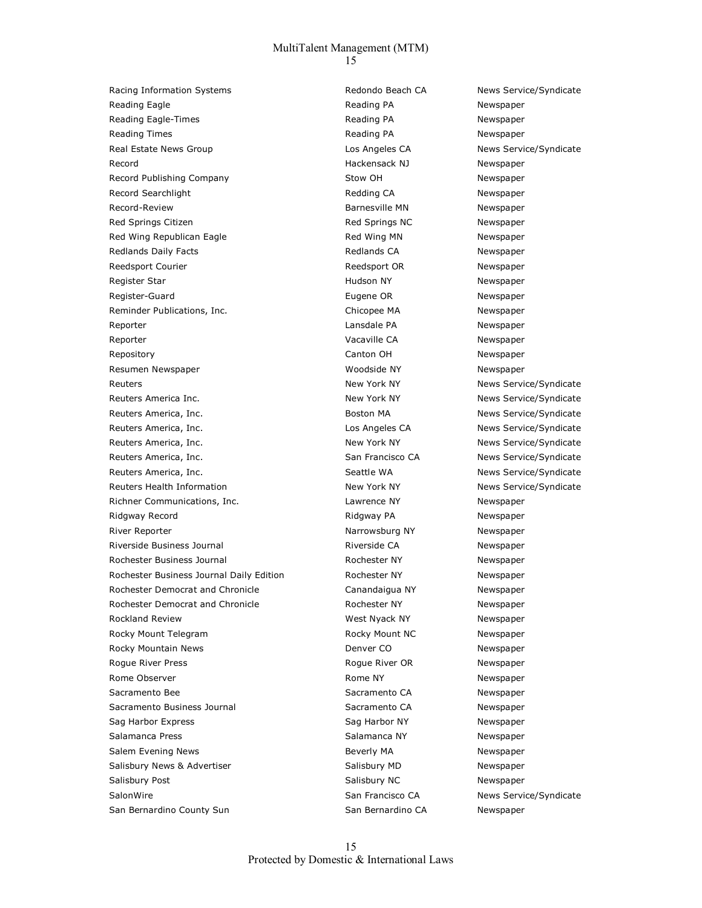| | | |
|---|---|---|
| Racing Information Systems | Redondo Beach CA | News Service/Syndicate |
| Reading Eagle | Reading PA | Newspaper |
| Reading Eagle-Times | Reading PA | Newspaper |
| Reading Times | Reading PA | Newspaper |
| Real Estate News Group | Los Angeles CA | News Service/Syndicate |
| Record | Hackensack NJ | Newspaper |
| Record Publishing Company | Stow OH | Newspaper |
| Record Searchlight | Redding CA | Newspaper |
| Record-Review | Barnesville MN | Newspaper |
| Red Springs Citizen | Red Springs NC | Newspaper |
| Red Wing Republican Eagle | Red Wing MN | Newspaper |
| Redlands Daily Facts | Redlands CA | Newspaper |
| Reedsport Courier | Reedsport OR | Newspaper |
| Register Star | Hudson NY | Newspaper |
| Register-Guard | Eugene OR | Newspaper |
| Reminder Publications, Inc. | Chicopee MA | Newspaper |
| Reporter | Lansdale PA | Newspaper |
| Reporter | Vacaville CA | Newspaper |
| Repository | Canton OH | Newspaper |
| Resumen Newspaper | Woodside NY | Newspaper |
| Reuters | New York NY | News Service/Syndicate |
| Reuters America Inc. | New York NY | News Service/Syndicate |
| Reuters America, Inc. | Boston MA | News Service/Syndicate |
| Reuters America, Inc. | Los Angeles CA | News Service/Syndicate |
| Reuters America, Inc. | New York NY | News Service/Syndicate |
| Reuters America, Inc. | San Francisco CA | News Service/Syndicate |
| Reuters America, Inc. | Seattle WA | News Service/Syndicate |
| Reuters Health Information | New York NY | News Service/Syndicate |
| Richner Communications, Inc. | Lawrence NY | Newspaper |
| Ridgway Record | Ridgway PA | Newspaper |
| River Reporter | Narrowsburg NY | Newspaper |
| Riverside Business Journal | Riverside CA | Newspaper |
| Rochester Business Journal | Rochester NY | Newspaper |
| Rochester Business Journal Daily Edition | Rochester NY | Newspaper |
| Rochester Democrat and Chronicle | Canandaigua NY | Newspaper |
| Rochester Democrat and Chronicle | Rochester NY | Newspaper |
| Rockland Review | West Nyack NY | Newspaper |
| Rocky Mount Telegram | Rocky Mount NC | Newspaper |
| Rocky Mountain News | Denver CO | Newspaper |
| Rogue River Press | Rogue River OR | Newspaper |
| Rome Observer | Rome NY | Newspaper |
| Sacramento Bee | Sacramento CA | Newspaper |
| Sacramento Business Journal | Sacramento CA | Newspaper |
| Sag Harbor Express | Sag Harbor NY | Newspaper |
| Salamanca Press | Salamanca NY | Newspaper |
| Salem Evening News | Beverly MA | Newspaper |
| Salisbury News & Advertiser | Salisbury MD | Newspaper |
| Salisbury Post | Salisbury NC | Newspaper |
| SalonWire | San Francisco CA | News Service/Syndicate |
| San Bernardino County Sun | San Bernardino CA | Newspaper |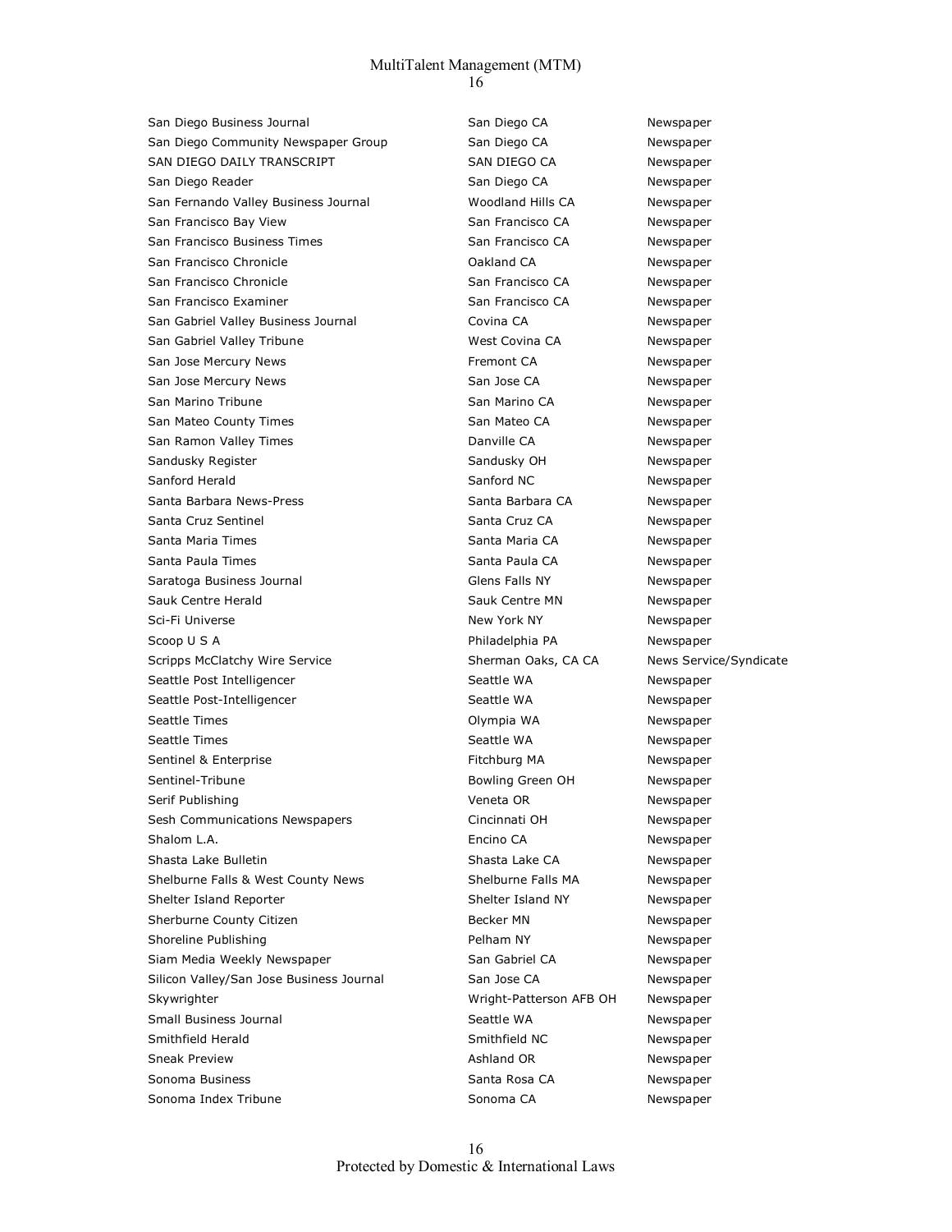| | | |
|---|---|---|
| San Diego Business Journal | San Diego CA | Newspaper |
| San Diego Community Newspaper Group | San Diego CA | Newspaper |
| SAN DIEGO DAILY TRANSCRIPT | SAN DIEGO CA | Newspaper |
| San Diego Reader | San Diego CA | Newspaper |
| San Fernando Valley Business Journal | Woodland Hills CA | Newspaper |
| San Francisco Bay View | San Francisco CA | Newspaper |
| San Francisco Business Times | San Francisco CA | Newspaper |
| San Francisco Chronicle | Oakland CA | Newspaper |
| San Francisco Chronicle | San Francisco CA | Newspaper |
| San Francisco Examiner | San Francisco CA | Newspaper |
| San Gabriel Valley Business Journal | Covina CA | Newspaper |
| San Gabriel Valley Tribune | West Covina CA | Newspaper |
| San Jose Mercury News | Fremont CA | Newspaper |
| San Jose Mercury News | San Jose CA | Newspaper |
| San Marino Tribune | San Marino CA | Newspaper |
| San Mateo County Times | San Mateo CA | Newspaper |
| San Ramon Valley Times | Danville CA | Newspaper |
| Sandusky Register | Sandusky OH | Newspaper |
| Sanford Herald | Sanford NC | Newspaper |
| Santa Barbara News-Press | Santa Barbara CA | Newspaper |
| Santa Cruz Sentinel | Santa Cruz CA | Newspaper |
| Santa Maria Times | Santa Maria CA | Newspaper |
| Santa Paula Times | Santa Paula CA | Newspaper |
| Saratoga Business Journal | Glens Falls NY | Newspaper |
| Sauk Centre Herald | Sauk Centre MN | Newspaper |
| Sci-Fi Universe | New York NY | Newspaper |
| Scoop U S A | Philadelphia PA | Newspaper |
| Scripps McClatchy Wire Service | Sherman Oaks, CA CA | News Service/Syndicate |
| Seattle Post Intelligencer | Seattle WA | Newspaper |
| Seattle Post-Intelligencer | Seattle WA | Newspaper |
| Seattle Times | Olympia WA | Newspaper |
| Seattle Times | Seattle WA | Newspaper |
| Sentinel & Enterprise | Fitchburg MA | Newspaper |
| Sentinel-Tribune | Bowling Green OH | Newspaper |
| Serif Publishing | Veneta OR | Newspaper |
| Sesh Communications Newspapers | Cincinnati OH | Newspaper |
| Shalom L.A. | Encino CA | Newspaper |
| Shasta Lake Bulletin | Shasta Lake CA | Newspaper |
| Shelburne Falls & West County News | Shelburne Falls MA | Newspaper |
| Shelter Island Reporter | Shelter Island NY | Newspaper |
| Sherburne County Citizen | Becker MN | Newspaper |
| Shoreline Publishing | Pelham NY | Newspaper |
| Siam Media Weekly Newspaper | San Gabriel CA | Newspaper |
| Silicon Valley/San Jose Business Journal | San Jose CA | Newspaper |
| Skywrighter | Wright-Patterson AFB OH | Newspaper |
| Small Business Journal | Seattle WA | Newspaper |
| Smithfield Herald | Smithfield NC | Newspaper |
| Sneak Preview | Ashland OR | Newspaper |
| Sonoma Business | Santa Rosa CA | Newspaper |
| Sonoma Index Tribune | Sonoma CA | Newspaper |

Protected by Domestic & International Laws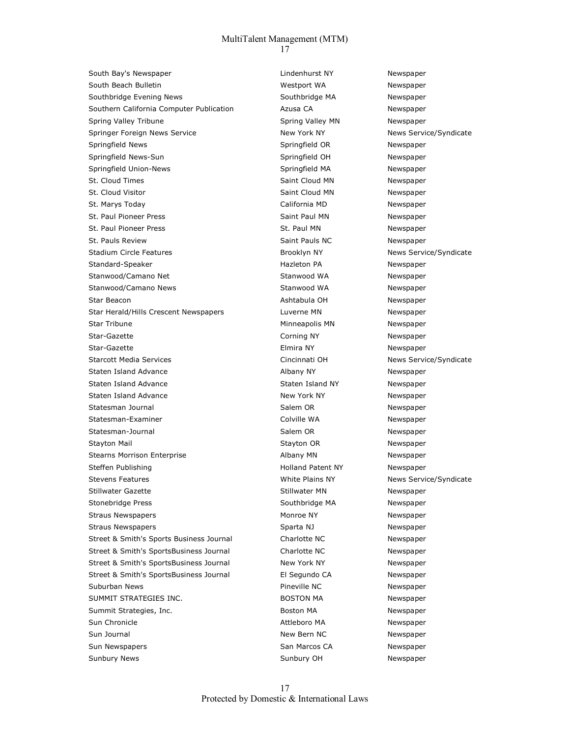| | | |
|---|---|---|
| South Bay's Newspaper | Lindenhurst NY | Newspaper |
| South Beach Bulletin | Westport WA | Newspaper |
| Southbridge Evening News | Southbridge MA | Newspaper |
| Southern California Computer Publication | Azusa CA | Newspaper |
| Spring Valley Tribune | Spring Valley MN | Newspaper |
| Springer Foreign News Service | New York NY | News Service/Syndicate |
| Springfield News | Springfield OR | Newspaper |
| Springfield News-Sun | Springfield OH | Newspaper |
| Springfield Union-News | Springfield MA | Newspaper |
| St. Cloud Times | Saint Cloud MN | Newspaper |
| St. Cloud Visitor | Saint Cloud MN | Newspaper |
| St. Marys Today | California MD | Newspaper |
| St. Paul Pioneer Press | Saint Paul MN | Newspaper |
| St. Paul Pioneer Press | St. Paul MN | Newspaper |
| St. Pauls Review | Saint Pauls NC | Newspaper |
| Stadium Circle Features | Brooklyn NY | News Service/Syndicate |
| Standard-Speaker | Hazleton PA | Newspaper |
| Stanwood/Camano Net | Stanwood WA | Newspaper |
| Stanwood/Camano News | Stanwood WA | Newspaper |
| Star Beacon | Ashtabula OH | Newspaper |
| Star Herald/Hills Crescent Newspapers | Luverne MN | Newspaper |
| Star Tribune | Minneapolis MN | Newspaper |
| Star-Gazette | Corning NY | Newspaper |
| Star-Gazette | Elmira NY | Newspaper |
| Starcott Media Services | Cincinnati OH | News Service/Syndicate |
| Staten Island Advance | Albany NY | Newspaper |
| Staten Island Advance | Staten Island NY | Newspaper |
| Staten Island Advance | New York NY | Newspaper |
| Statesman Journal | Salem OR | Newspaper |
| Statesman-Examiner | Colville WA | Newspaper |
| Statesman-Journal | Salem OR | Newspaper |
| Stayton Mail | Stayton OR | Newspaper |
| Stearns Morrison Enterprise | Albany MN | Newspaper |
| Steffen Publishing | Holland Patent NY | Newspaper |
| Stevens Features | White Plains NY | News Service/Syndicate |
| Stillwater Gazette | Stillwater MN | Newspaper |
| Stonebridge Press | Southbridge MA | Newspaper |
| Straus Newspapers | Monroe NY | Newspaper |
| Straus Newspapers | Sparta NJ | Newspaper |
| Street & Smith's Sports Business Journal | Charlotte NC | Newspaper |
| Street & Smith's SportsBusiness Journal | Charlotte NC | Newspaper |
| Street & Smith's SportsBusiness Journal | New York NY | Newspaper |
| Street & Smith's SportsBusiness Journal | El Segundo CA | Newspaper |
| Suburban News | Pineville NC | Newspaper |
| SUMMIT STRATEGIES INC. | BOSTON MA | Newspaper |
| Summit Strategies, Inc. | Boston MA | Newspaper |
| Sun Chronicle | Attleboro MA | Newspaper |
| Sun Journal | New Bern NC | Newspaper |
| Sun Newspapers | San Marcos CA | Newspaper |
| Sunbury News | Sunbury OH | Newspaper |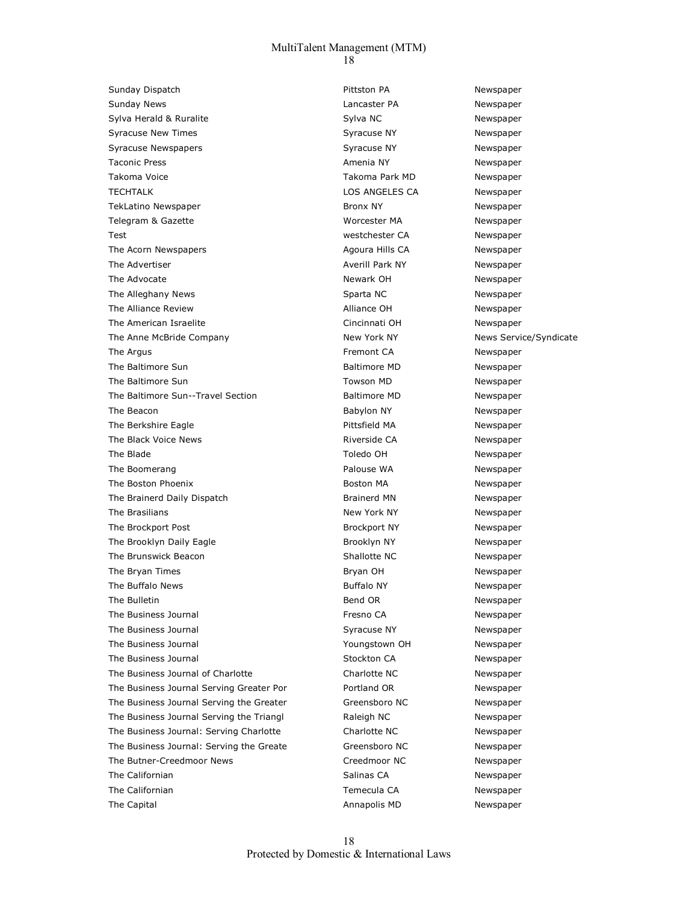| | | |
|---|---|---|
| Sunday Dispatch | Pittston PA | Newspaper |
| Sunday News | Lancaster PA | Newspaper |
| Sylva Herald & Ruralite | Sylva NC | Newspaper |
| Syracuse New Times | Syracuse NY | Newspaper |
| Syracuse Newspapers | Syracuse NY | Newspaper |
| Taconic Press | Amenia NY | Newspaper |
| Takoma Voice | Takoma Park MD | Newspaper |
| TECHTALK | LOS ANGELES CA | Newspaper |
| TekLatino Newspaper | Bronx NY | Newspaper |
| Telegram & Gazette | Worcester MA | Newspaper |
| Test | westchester CA | Newspaper |
| The Acorn Newspapers | Agoura Hills CA | Newspaper |
| The Advertiser | Averill Park NY | Newspaper |
| The Advocate | Newark OH | Newspaper |
| The Alleghany News | Sparta NC | Newspaper |
| The Alliance Review | Alliance OH | Newspaper |
| The American Israelite | Cincinnati OH | Newspaper |
| The Anne McBride Company | New York NY | News Service/Syndicate |
| The Argus | Fremont CA | Newspaper |
| The Baltimore Sun | Baltimore MD | Newspaper |
| The Baltimore Sun | Towson MD | Newspaper |
| The Baltimore Sun--Travel Section | Baltimore MD | Newspaper |
| The Beacon | Babylon NY | Newspaper |
| The Berkshire Eagle | Pittsfield MA | Newspaper |
| The Black Voice News | Riverside CA | Newspaper |
| The Blade | Toledo OH | Newspaper |
| The Boomerang | Palouse WA | Newspaper |
| The Boston Phoenix | Boston MA | Newspaper |
| The Brainerd Daily Dispatch | Brainerd MN | Newspaper |
| The Brasilians | New York NY | Newspaper |
| The Brockport Post | Brockport NY | Newspaper |
| The Brooklyn Daily Eagle | Brooklyn NY | Newspaper |
| The Brunswick Beacon | Shallotte NC | Newspaper |
| The Bryan Times | Bryan OH | Newspaper |
| The Buffalo News | Buffalo NY | Newspaper |
| The Bulletin | Bend OR | Newspaper |
| The Business Journal | Fresno CA | Newspaper |
| The Business Journal | Syracuse NY | Newspaper |
| The Business Journal | Youngstown OH | Newspaper |
| The Business Journal | Stockton CA | Newspaper |
| The Business Journal of Charlotte | Charlotte NC | Newspaper |
| The Business Journal Serving Greater Por | Portland OR | Newspaper |
| The Business Journal Serving the Greater | Greensboro NC | Newspaper |
| The Business Journal Serving the Triangl | Raleigh NC | Newspaper |
| The Business Journal: Serving Charlotte | Charlotte NC | Newspaper |
| The Business Journal: Serving the Greate | Greensboro NC | Newspaper |
| The Butner-Creedmoor News | Creedmoor NC | Newspaper |
| The Californian | Salinas CA | Newspaper |
| The Californian | Temecula CA | Newspaper |
| The Capital | Annapolis MD | Newspaper |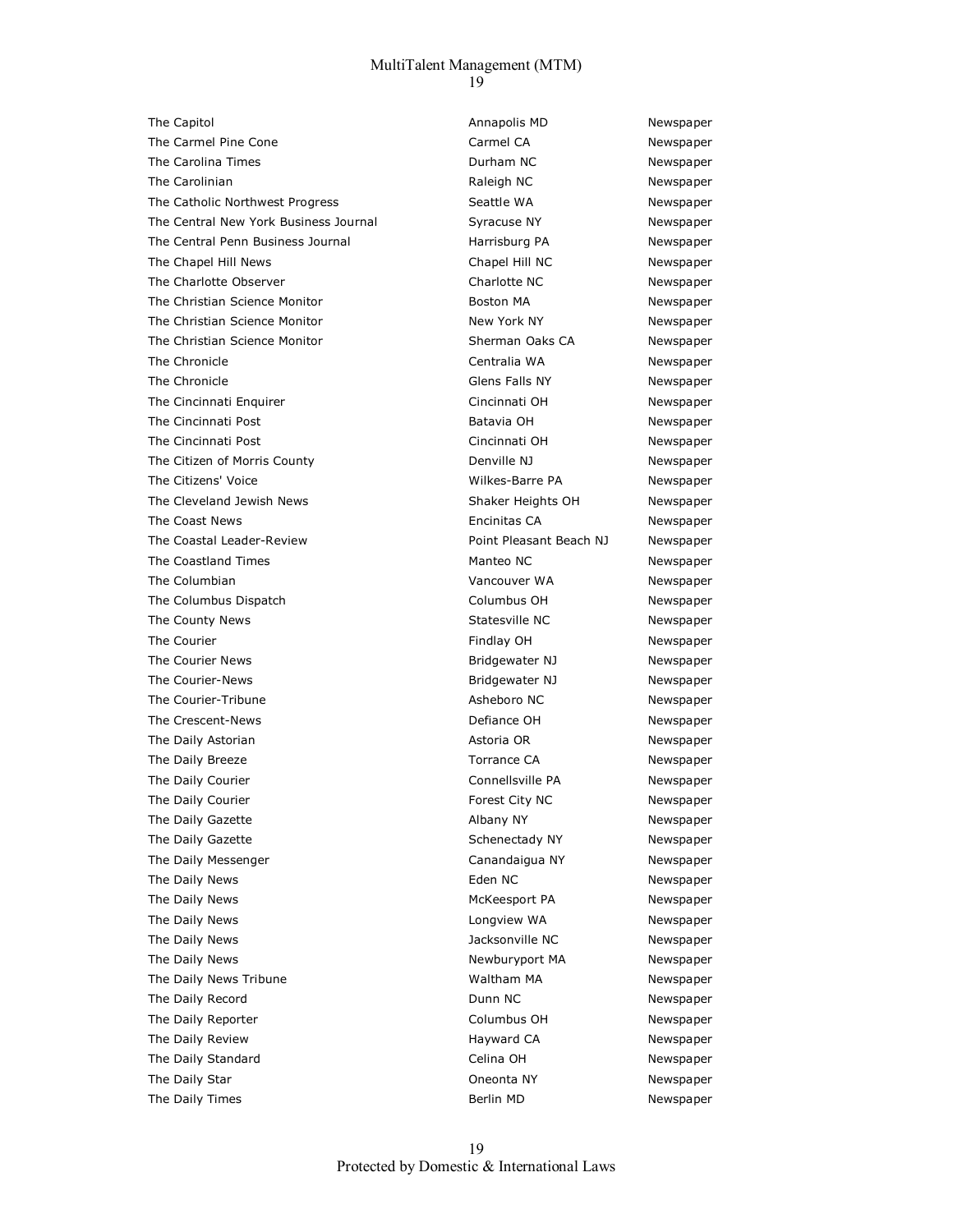| | | |
|---|---|---|
| The Capitol | Annapolis MD | Newspaper |
| The Carmel Pine Cone | Carmel CA | Newspaper |
| The Carolina Times | Durham NC | Newspaper |
| The Carolinian | Raleigh NC | Newspaper |
| The Catholic Northwest Progress | Seattle WA | Newspaper |
| The Central New York Business Journal | Syracuse NY | Newspaper |
| The Central Penn Business Journal | Harrisburg PA | Newspaper |
| The Chapel Hill News | Chapel Hill NC | Newspaper |
| The Charlotte Observer | Charlotte NC | Newspaper |
| The Christian Science Monitor | Boston MA | Newspaper |
| The Christian Science Monitor | New York NY | Newspaper |
| The Christian Science Monitor | Sherman Oaks CA | Newspaper |
| The Chronicle | Centralia WA | Newspaper |
| The Chronicle | Glens Falls NY | Newspaper |
| The Cincinnati Enquirer | Cincinnati OH | Newspaper |
| The Cincinnati Post | Batavia OH | Newspaper |
| The Cincinnati Post | Cincinnati OH | Newspaper |
| The Citizen of Morris County | Denville NJ | Newspaper |
| The Citizens' Voice | Wilkes-Barre PA | Newspaper |
| The Cleveland Jewish News | Shaker Heights OH | Newspaper |
| The Coast News | Encinitas CA | Newspaper |
| The Coastal Leader-Review | Point Pleasant Beach NJ | Newspaper |
| The Coastland Times | Manteo NC | Newspaper |
| The Columbian | Vancouver WA | Newspaper |
| The Columbus Dispatch | Columbus OH | Newspaper |
| The County News | Statesville NC | Newspaper |
| The Courier | Findlay OH | Newspaper |
| The Courier News | Bridgewater NJ | Newspaper |
| The Courier-News | Bridgewater NJ | Newspaper |
| The Courier-Tribune | Asheboro NC | Newspaper |
| The Crescent-News | Defiance OH | Newspaper |
| The Daily Astorian | Astoria OR | Newspaper |
| The Daily Breeze | Torrance CA | Newspaper |
| The Daily Courier | Connellsville PA | Newspaper |
| The Daily Courier | Forest City NC | Newspaper |
| The Daily Gazette | Albany NY | Newspaper |
| The Daily Gazette | Schenectady NY | Newspaper |
| The Daily Messenger | Canandaigua NY | Newspaper |
| The Daily News | Eden NC | Newspaper |
| The Daily News | McKeesport PA | Newspaper |
| The Daily News | Longview WA | Newspaper |
| The Daily News | Jacksonville NC | Newspaper |
| The Daily News | Newburyport MA | Newspaper |
| The Daily News Tribune | Waltham MA | Newspaper |
| The Daily Record | Dunn NC | Newspaper |
| The Daily Reporter | Columbus OH | Newspaper |
| The Daily Review | Hayward CA | Newspaper |
| The Daily Standard | Celina OH | Newspaper |
| The Daily Star | Oneonta NY | Newspaper |
| The Daily Times | Berlin MD | Newspaper |

Protected by Domestic & International Laws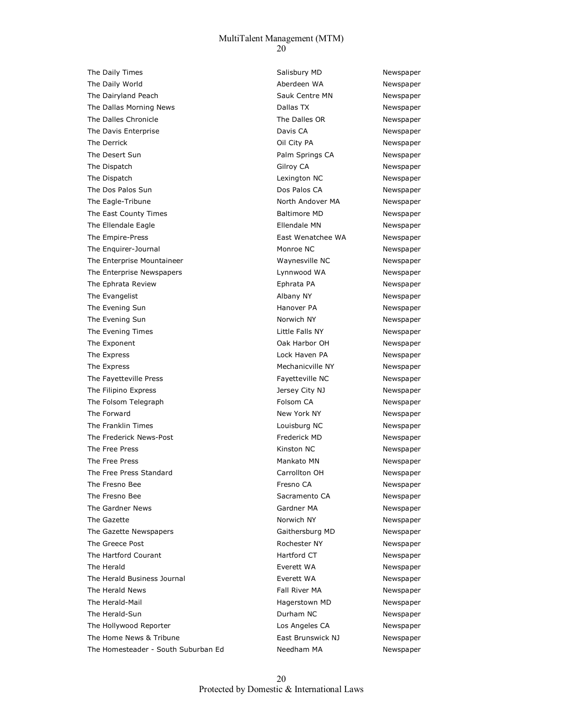| | | |
|---|---|---|
| The Daily Times | Salisbury MD | Newspaper |
| The Daily World | Aberdeen WA | Newspaper |
| The Dairyland Peach | Sauk Centre MN | Newspaper |
| The Dallas Morning News | Dallas TX | Newspaper |
| The Dalles Chronicle | The Dalles OR | Newspaper |
| The Davis Enterprise | Davis CA | Newspaper |
| The Derrick | Oil City PA | Newspaper |
| The Desert Sun | Palm Springs CA | Newspaper |
| The Dispatch | Gilroy CA | Newspaper |
| The Dispatch | Lexington NC | Newspaper |
| The Dos Palos Sun | Dos Palos CA | Newspaper |
| The Eagle-Tribune | North Andover MA | Newspaper |
| The East County Times | Baltimore MD | Newspaper |
| The Ellendale Eagle | Ellendale MN | Newspaper |
| The Empire-Press | East Wenatchee WA | Newspaper |
| The Enquirer-Journal | Monroe NC | Newspaper |
| The Enterprise Mountaineer | Waynesville NC | Newspaper |
| The Enterprise Newspapers | Lynnwood WA | Newspaper |
| The Ephrata Review | Ephrata PA | Newspaper |
| The Evangelist | Albany NY | Newspaper |
| The Evening Sun | Hanover PA | Newspaper |
| The Evening Sun | Norwich NY | Newspaper |
| The Evening Times | Little Falls NY | Newspaper |
| The Exponent | Oak Harbor OH | Newspaper |
| The Express | Lock Haven PA | Newspaper |
| The Express | Mechanicville NY | Newspaper |
| The Fayetteville Press | Fayetteville NC | Newspaper |
| The Filipino Express | Jersey City NJ | Newspaper |
| The Folsom Telegraph | Folsom CA | Newspaper |
| The Forward | New York NY | Newspaper |
| The Franklin Times | Louisburg NC | Newspaper |
| The Frederick News-Post | Frederick MD | Newspaper |
| The Free Press | Kinston NC | Newspaper |
| The Free Press | Mankato MN | Newspaper |
| The Free Press Standard | Carrollton OH | Newspaper |
| The Fresno Bee | Fresno CA | Newspaper |
| The Fresno Bee | Sacramento CA | Newspaper |
| The Gardner News | Gardner MA | Newspaper |
| The Gazette | Norwich NY | Newspaper |
| The Gazette Newspapers | Gaithersburg MD | Newspaper |
| The Greece Post | Rochester NY | Newspaper |
| The Hartford Courant | Hartford CT | Newspaper |
| The Herald | Everett WA | Newspaper |
| The Herald Business Journal | Everett WA | Newspaper |
| The Herald News | Fall River MA | Newspaper |
| The Herald-Mail | Hagerstown MD | Newspaper |
| The Herald-Sun | Durham NC | Newspaper |
| The Hollywood Reporter | Los Angeles CA | Newspaper |
| The Home News & Tribune | East Brunswick NJ | Newspaper |
| The Homesteader - South Suburban Ed | Needham MA | Newspaper |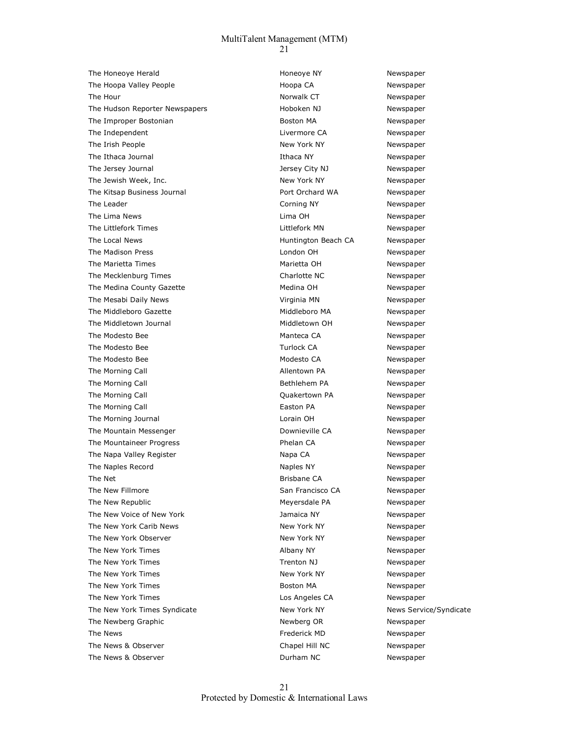| | | |
|---|---|---|
| The Honeoye Herald | Honeoye NY | Newspaper |
| The Hoopa Valley People | Hoopa CA | Newspaper |
| The Hour | Norwalk CT | Newspaper |
| The Hudson Reporter Newspapers | Hoboken NJ | Newspaper |
| The Improper Bostonian | Boston MA | Newspaper |
| The Independent | Livermore CA | Newspaper |
| The Irish People | New York NY | Newspaper |
| The Ithaca Journal | Ithaca NY | Newspaper |
| The Jersey Journal | Jersey City NJ | Newspaper |
| The Jewish Week, Inc. | New York NY | Newspaper |
| The Kitsap Business Journal | Port Orchard WA | Newspaper |
| The Leader | Corning NY | Newspaper |
| The Lima News | Lima OH | Newspaper |
| The Littlefork Times | Littlefork MN | Newspaper |
| The Local News | Huntington Beach CA | Newspaper |
| The Madison Press | London OH | Newspaper |
| The Marietta Times | Marietta OH | Newspaper |
| The Mecklenburg Times | Charlotte NC | Newspaper |
| The Medina County Gazette | Medina OH | Newspaper |
| The Mesabi Daily News | Virginia MN | Newspaper |
| The Middleboro Gazette | Middleboro MA | Newspaper |
| The Middletown Journal | Middletown OH | Newspaper |
| The Modesto Bee | Manteca CA | Newspaper |
| The Modesto Bee | Turlock CA | Newspaper |
| The Modesto Bee | Modesto CA | Newspaper |
| The Morning Call | Allentown PA | Newspaper |
| The Morning Call | Bethlehem PA | Newspaper |
| The Morning Call | Quakertown PA | Newspaper |
| The Morning Call | Easton PA | Newspaper |
| The Morning Journal | Lorain OH | Newspaper |
| The Mountain Messenger | Downieville CA | Newspaper |
| The Mountaineer Progress | Phelan CA | Newspaper |
| The Napa Valley Register | Napa CA | Newspaper |
| The Naples Record | Naples NY | Newspaper |
| The Net | Brisbane CA | Newspaper |
| The New Fillmore | San Francisco CA | Newspaper |
| The New Republic | Meyersdale PA | Newspaper |
| The New Voice of New York | Jamaica NY | Newspaper |
| The New York Carib News | New York NY | Newspaper |
| The New York Observer | New York NY | Newspaper |
| The New York Times | Albany NY | Newspaper |
| The New York Times | Trenton NJ | Newspaper |
| The New York Times | New York NY | Newspaper |
| The New York Times | Boston MA | Newspaper |
| The New York Times | Los Angeles CA | Newspaper |
| The New York Times Syndicate | New York NY | News Service/Syndicate |
| The Newberg Graphic | Newberg OR | Newspaper |
| The News | Frederick MD | Newspaper |
| The News & Observer | Chapel Hill NC | Newspaper |
| The News & Observer | Durham NC | Newspaper |

Protected by Domestic & International Laws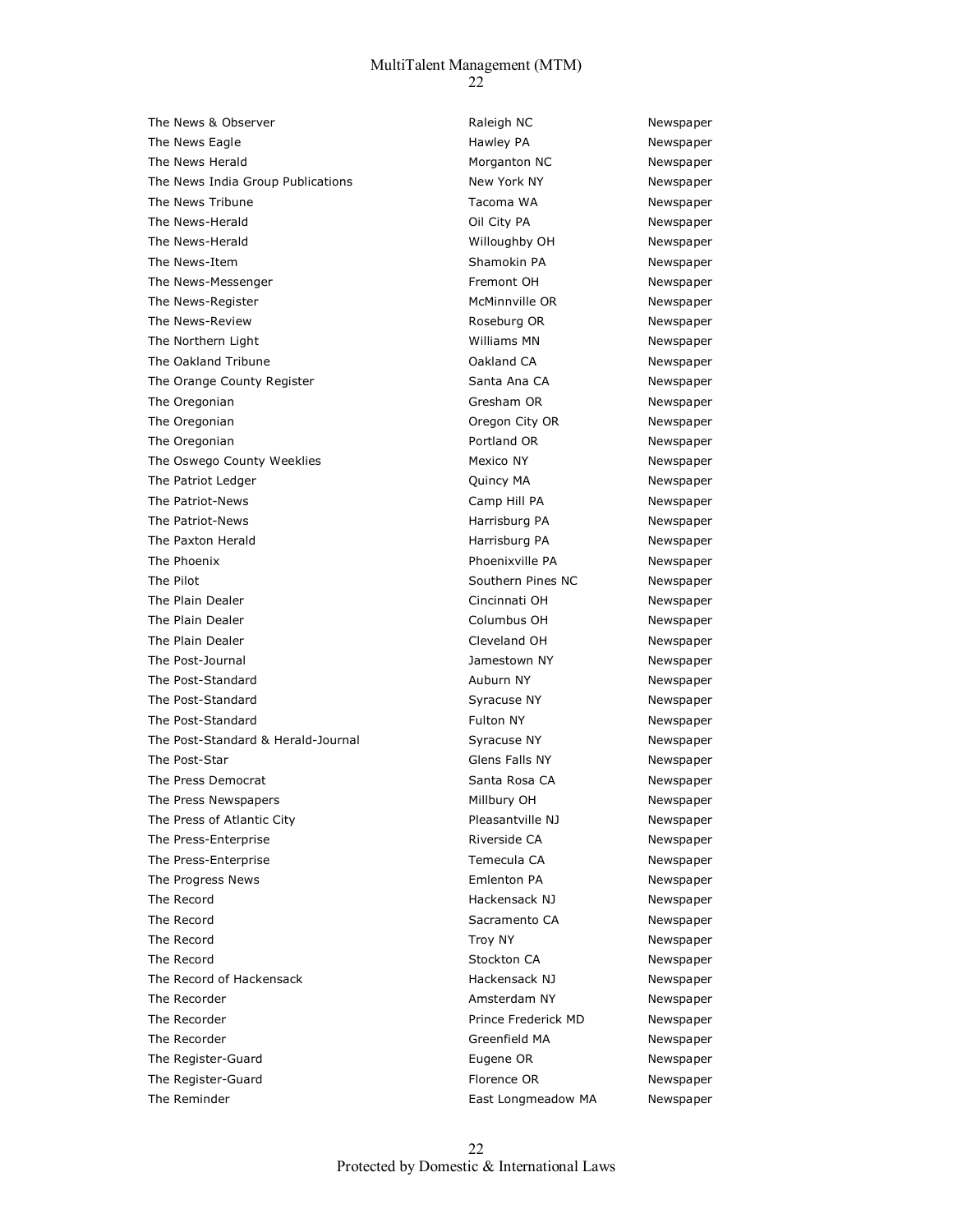| | | |
|---|---|---|
| The News & Observer | Raleigh NC | Newspaper |
| The News Eagle | Hawley PA | Newspaper |
| The News Herald | Morganton NC | Newspaper |
| The News India Group Publications | New York NY | Newspaper |
| The News Tribune | Tacoma WA | Newspaper |
| The News-Herald | Oil City PA | Newspaper |
| The News-Herald | Willoughby OH | Newspaper |
| The News-Item | Shamokin PA | Newspaper |
| The News-Messenger | Fremont OH | Newspaper |
| The News-Register | McMinnville OR | Newspaper |
| The News-Review | Roseburg OR | Newspaper |
| The Northern Light | Williams MN | Newspaper |
| The Oakland Tribune | Oakland CA | Newspaper |
| The Orange County Register | Santa Ana CA | Newspaper |
| The Oregonian | Gresham OR | Newspaper |
| The Oregonian | Oregon City OR | Newspaper |
| The Oregonian | Portland OR | Newspaper |
| The Oswego County Weeklies | Mexico NY | Newspaper |
| The Patriot Ledger | Quincy MA | Newspaper |
| The Patriot-News | Camp Hill PA | Newspaper |
| The Patriot-News | Harrisburg PA | Newspaper |
| The Paxton Herald | Harrisburg PA | Newspaper |
| The Phoenix | Phoenixville PA | Newspaper |
| The Pilot | Southern Pines NC | Newspaper |
| The Plain Dealer | Cincinnati OH | Newspaper |
| The Plain Dealer | Columbus OH | Newspaper |
| The Plain Dealer | Cleveland OH | Newspaper |
| The Post-Journal | Jamestown NY | Newspaper |
| The Post-Standard | Auburn NY | Newspaper |
| The Post-Standard | Syracuse NY | Newspaper |
| The Post-Standard | Fulton NY | Newspaper |
| The Post-Standard & Herald-Journal | Syracuse NY | Newspaper |
| The Post-Star | Glens Falls NY | Newspaper |
| The Press Democrat | Santa Rosa CA | Newspaper |
| The Press Newspapers | Millbury OH | Newspaper |
| The Press of Atlantic City | Pleasantville NJ | Newspaper |
| The Press-Enterprise | Riverside CA | Newspaper |
| The Press-Enterprise | Temecula CA | Newspaper |
| The Progress News | Emlenton PA | Newspaper |
| The Record | Hackensack NJ | Newspaper |
| The Record | Sacramento CA | Newspaper |
| The Record | Troy NY | Newspaper |
| The Record | Stockton CA | Newspaper |
| The Record of Hackensack | Hackensack NJ | Newspaper |
| The Recorder | Amsterdam NY | Newspaper |
| The Recorder | Prince Frederick MD | Newspaper |
| The Recorder | Greenfield MA | Newspaper |
| The Register-Guard | Eugene OR | Newspaper |
| The Register-Guard | Florence OR | Newspaper |
| The Reminder | East Longmeadow MA | Newspaper |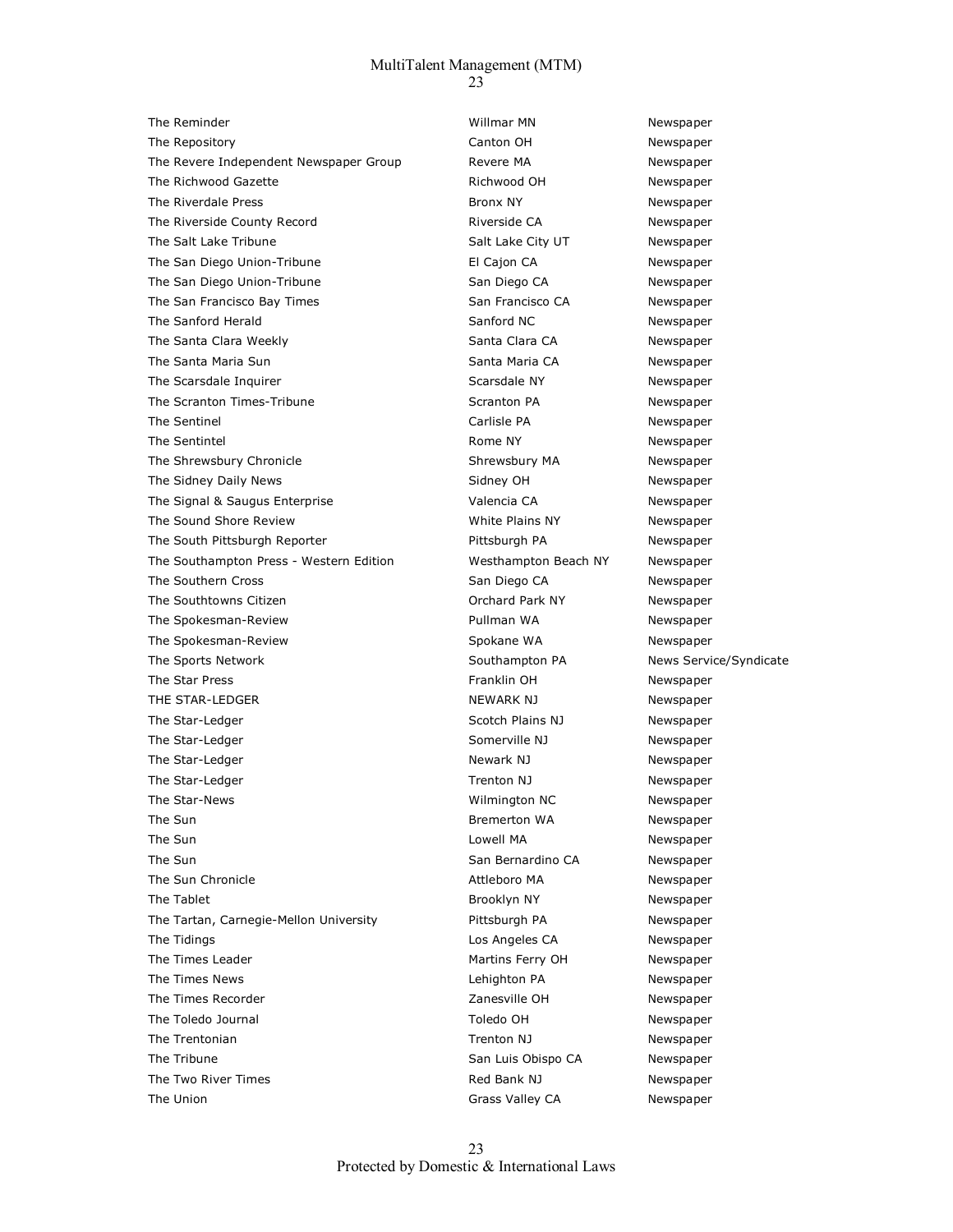| | | |
|---|---|---|
| The Reminder | Willmar MN | Newspaper |
| The Repository | Canton OH | Newspaper |
| The Revere Independent Newspaper Group | Revere MA | Newspaper |
| The Richwood Gazette | Richwood OH | Newspaper |
| The Riverdale Press | Bronx NY | Newspaper |
| The Riverside County Record | Riverside CA | Newspaper |
| The Salt Lake Tribune | Salt Lake City UT | Newspaper |
| The San Diego Union-Tribune | El Cajon CA | Newspaper |
| The San Diego Union-Tribune | San Diego CA | Newspaper |
| The San Francisco Bay Times | San Francisco CA | Newspaper |
| The Sanford Herald | Sanford NC | Newspaper |
| The Santa Clara Weekly | Santa Clara CA | Newspaper |
| The Santa Maria Sun | Santa Maria CA | Newspaper |
| The Scarsdale Inquirer | Scarsdale NY | Newspaper |
| The Scranton Times-Tribune | Scranton PA | Newspaper |
| The Sentinel | Carlisle PA | Newspaper |
| The Sentintel | Rome NY | Newspaper |
| The Shrewsbury Chronicle | Shrewsbury MA | Newspaper |
| The Sidney Daily News | Sidney OH | Newspaper |
| The Signal & Saugus Enterprise | Valencia CA | Newspaper |
| The Sound Shore Review | White Plains NY | Newspaper |
| The South Pittsburgh Reporter | Pittsburgh PA | Newspaper |
| The Southampton Press - Western Edition | Westhampton Beach NY | Newspaper |
| The Southern Cross | San Diego CA | Newspaper |
| The Southtowns Citizen | Orchard Park NY | Newspaper |
| The Spokesman-Review | Pullman WA | Newspaper |
| The Spokesman-Review | Spokane WA | Newspaper |
| The Sports Network | Southampton PA | News Service/Syndicate |
| The Star Press | Franklin OH | Newspaper |
| THE STAR-LEDGER | NEWARK NJ | Newspaper |
| The Star-Ledger | Scotch Plains NJ | Newspaper |
| The Star-Ledger | Somerville NJ | Newspaper |
| The Star-Ledger | Newark NJ | Newspaper |
| The Star-Ledger | Trenton NJ | Newspaper |
| The Star-News | Wilmington NC | Newspaper |
| The Sun | Bremerton WA | Newspaper |
| The Sun | Lowell MA | Newspaper |
| The Sun | San Bernardino CA | Newspaper |
| The Sun Chronicle | Attleboro MA | Newspaper |
| The Tablet | Brooklyn NY | Newspaper |
| The Tartan, Carnegie-Mellon University | Pittsburgh PA | Newspaper |
| The Tidings | Los Angeles CA | Newspaper |
| The Times Leader | Martins Ferry OH | Newspaper |
| The Times News | Lehighton PA | Newspaper |
| The Times Recorder | Zanesville OH | Newspaper |
| The Toledo Journal | Toledo OH | Newspaper |
| The Trentonian | Trenton NJ | Newspaper |
| The Tribune | San Luis Obispo CA | Newspaper |
| The Two River Times | Red Bank NJ | Newspaper |
| The Union | Grass Valley CA | Newspaper |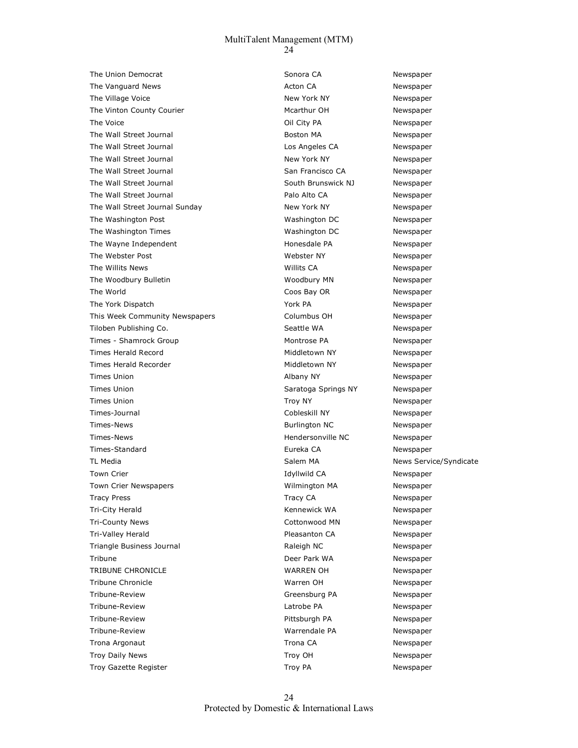| | | |
|---|---|---|
| The Union Democrat | Sonora CA | Newspaper |
| The Vanguard News | Acton CA | Newspaper |
| The Village Voice | New York NY | Newspaper |
| The Vinton County Courier | Mcarthur OH | Newspaper |
| The Voice | Oil City PA | Newspaper |
| The Wall Street Journal | Boston MA | Newspaper |
| The Wall Street Journal | Los Angeles CA | Newspaper |
| The Wall Street Journal | New York NY | Newspaper |
| The Wall Street Journal | San Francisco CA | Newspaper |
| The Wall Street Journal | South Brunswick NJ | Newspaper |
| The Wall Street Journal | Palo Alto CA | Newspaper |
| The Wall Street Journal Sunday | New York NY | Newspaper |
| The Washington Post | Washington DC | Newspaper |
| The Washington Times | Washington DC | Newspaper |
| The Wayne Independent | Honesdale PA | Newspaper |
| The Webster Post | Webster NY | Newspaper |
| The Willits News | Willits CA | Newspaper |
| The Woodbury Bulletin | Woodbury MN | Newspaper |
| The World | Coos Bay OR | Newspaper |
| The York Dispatch | York PA | Newspaper |
| This Week Community Newspapers | Columbus OH | Newspaper |
| Tiloben Publishing Co. | Seattle WA | Newspaper |
| Times - Shamrock Group | Montrose PA | Newspaper |
| Times Herald Record | Middletown NY | Newspaper |
| Times Herald Recorder | Middletown NY | Newspaper |
| Times Union | Albany NY | Newspaper |
| Times Union | Saratoga Springs NY | Newspaper |
| Times Union | Troy NY | Newspaper |
| Times-Journal | Cobleskill NY | Newspaper |
| Times-News | Burlington NC | Newspaper |
| Times-News | Hendersonville NC | Newspaper |
| Times-Standard | Eureka CA | Newspaper |
| TL Media | Salem MA | News Service/Syndicate |
| Town Crier | Idyllwild CA | Newspaper |
| Town Crier Newspapers | Wilmington MA | Newspaper |
| Tracy Press | Tracy CA | Newspaper |
| Tri-City Herald | Kennewick WA | Newspaper |
| Tri-County News | Cottonwood MN | Newspaper |
| Tri-Valley Herald | Pleasanton CA | Newspaper |
| Triangle Business Journal | Raleigh NC | Newspaper |
| Tribune | Deer Park WA | Newspaper |
| TRIBUNE CHRONICLE | WARREN OH | Newspaper |
| Tribune Chronicle | Warren OH | Newspaper |
| Tribune-Review | Greensburg PA | Newspaper |
| Tribune-Review | Latrobe PA | Newspaper |
| Tribune-Review | Pittsburgh PA | Newspaper |
| Tribune-Review | Warrendale PA | Newspaper |
| Trona Argonaut | Trona CA | Newspaper |
| Troy Daily News | Troy OH | Newspaper |
| Troy Gazette Register | Troy PA | Newspaper |

Protected by Domestic & International Laws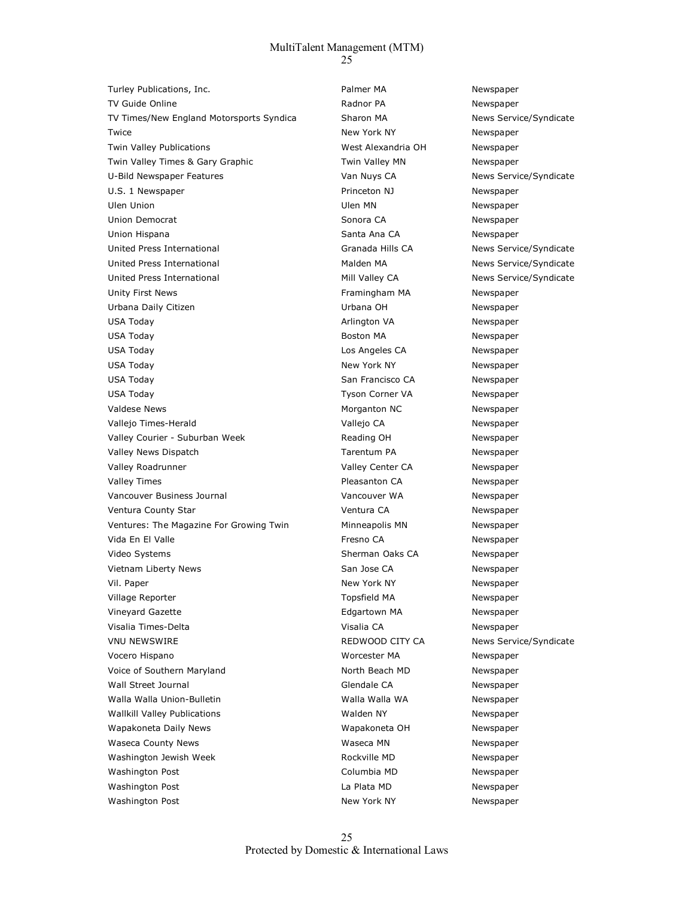| | | |
|---|---|---|
| Turley Publications, Inc. | Palmer MA | Newspaper |
| TV Guide Online | Radnor PA | Newspaper |
| TV Times/New England Motorsports Syndica | Sharon MA | News Service/Syndicate |
| Twice | New York NY | Newspaper |
| Twin Valley Publications | West Alexandria OH | Newspaper |
| Twin Valley Times & Gary Graphic | Twin Valley MN | Newspaper |
| U-Bild Newspaper Features | Van Nuys CA | News Service/Syndicate |
| U.S. 1 Newspaper | Princeton NJ | Newspaper |
| Ulen Union | Ulen MN | Newspaper |
| Union Democrat | Sonora CA | Newspaper |
| Union Hispana | Santa Ana CA | Newspaper |
| United Press International | Granada Hills CA | News Service/Syndicate |
| United Press International | Malden MA | News Service/Syndicate |
| United Press International | Mill Valley CA | News Service/Syndicate |
| Unity First News | Framingham MA | Newspaper |
| Urbana Daily Citizen | Urbana OH | Newspaper |
| USA Today | Arlington VA | Newspaper |
| USA Today | Boston MA | Newspaper |
| USA Today | Los Angeles CA | Newspaper |
| USA Today | New York NY | Newspaper |
| USA Today | San Francisco CA | Newspaper |
| USA Today | Tyson Corner VA | Newspaper |
| Valdese News | Morganton NC | Newspaper |
| Vallejo Times-Herald | Vallejo CA | Newspaper |
| Valley Courier - Suburban Week | Reading OH | Newspaper |
| Valley News Dispatch | Tarentum PA | Newspaper |
| Valley Roadrunner | Valley Center CA | Newspaper |
| Valley Times | Pleasanton CA | Newspaper |
| Vancouver Business Journal | Vancouver WA | Newspaper |
| Ventura County Star | Ventura CA | Newspaper |
| Ventures: The Magazine For Growing Twin | Minneapolis MN | Newspaper |
| Vida En El Valle | Fresno CA | Newspaper |
| Video Systems | Sherman Oaks CA | Newspaper |
| Vietnam Liberty News | San Jose CA | Newspaper |
| Vil. Paper | New York NY | Newspaper |
| Village Reporter | Topsfield MA | Newspaper |
| Vineyard Gazette | Edgartown MA | Newspaper |
| Visalia Times-Delta | Visalia CA | Newspaper |
| VNU NEWSWIRE | REDWOOD CITY CA | News Service/Syndicate |
| Vocero Hispano | Worcester MA | Newspaper |
| Voice of Southern Maryland | North Beach MD | Newspaper |
| Wall Street Journal | Glendale CA | Newspaper |
| Walla Walla Union-Bulletin | Walla Walla WA | Newspaper |
| Wallkill Valley Publications | Walden NY | Newspaper |
| Wapakoneta Daily News | Wapakoneta OH | Newspaper |
| Waseca County News | Waseca MN | Newspaper |
| Washington Jewish Week | Rockville MD | Newspaper |
| Washington Post | Columbia MD | Newspaper |
| Washington Post | La Plata MD | Newspaper |
| Washington Post | New York NY | Newspaper |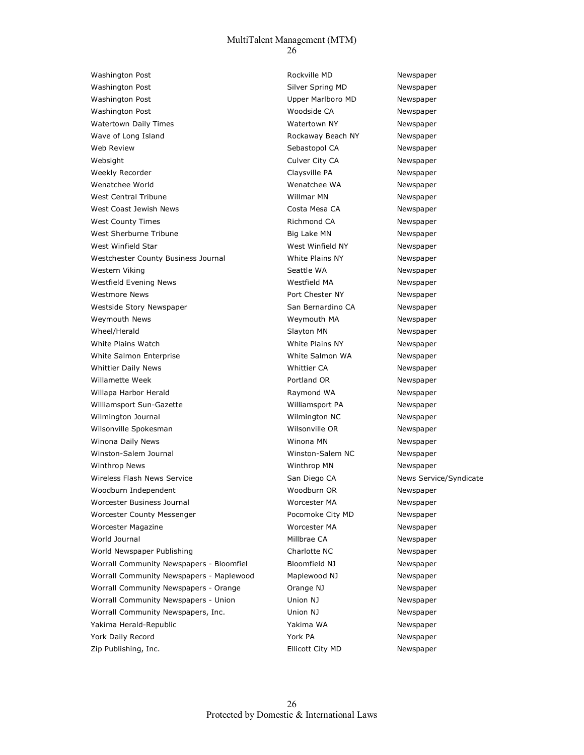| | | |
|---|---|---|
| Washington Post | Rockville MD | Newspaper |
| Washington Post | Silver Spring MD | Newspaper |
| Washington Post | Upper Marlboro MD | Newspaper |
| Washington Post | Woodside CA | Newspaper |
| Watertown Daily Times | Watertown NY | Newspaper |
| Wave of Long Island | Rockaway Beach NY | Newspaper |
| Web Review | Sebastopol CA | Newspaper |
| Websight | Culver City CA | Newspaper |
| Weekly Recorder | Claysville PA | Newspaper |
| Wenatchee World | Wenatchee WA | Newspaper |
| West Central Tribune | Willmar MN | Newspaper |
| West Coast Jewish News | Costa Mesa CA | Newspaper |
| West County Times | Richmond CA | Newspaper |
| West Sherburne Tribune | Big Lake MN | Newspaper |
| West Winfield Star | West Winfield NY | Newspaper |
| Westchester County Business Journal | White Plains NY | Newspaper |
| Western Viking | Seattle WA | Newspaper |
| Westfield Evening News | Westfield MA | Newspaper |
| Westmore News | Port Chester NY | Newspaper |
| Westside Story Newspaper | San Bernardino CA | Newspaper |
| Weymouth News | Weymouth MA | Newspaper |
| Wheel/Herald | Slayton MN | Newspaper |
| White Plains Watch | White Plains NY | Newspaper |
| White Salmon Enterprise | White Salmon WA | Newspaper |
| Whittier Daily News | Whittier CA | Newspaper |
| Willamette Week | Portland OR | Newspaper |
| Willapa Harbor Herald | Raymond WA | Newspaper |
| Williamsport Sun-Gazette | Williamsport PA | Newspaper |
| Wilmington Journal | Wilmington NC | Newspaper |
| Wilsonville Spokesman | Wilsonville OR | Newspaper |
| Winona Daily News | Winona MN | Newspaper |
| Winston-Salem Journal | Winston-Salem NC | Newspaper |
| Winthrop News | Winthrop MN | Newspaper |
| Wireless Flash News Service | San Diego CA | News Service/Syndicate |
| Woodburn Independent | Woodburn OR | Newspaper |
| Worcester Business Journal | Worcester MA | Newspaper |
| Worcester County Messenger | Pocomoke City MD | Newspaper |
| Worcester Magazine | Worcester MA | Newspaper |
| World Journal | Millbrae CA | Newspaper |
| World Newspaper Publishing | Charlotte NC | Newspaper |
| Worrall Community Newspapers - Bloomfiel | Bloomfield NJ | Newspaper |
| Worrall Community Newspapers - Maplewood | Maplewood NJ | Newspaper |
| Worrall Community Newspapers - Orange | Orange NJ | Newspaper |
| Worrall Community Newspapers - Union | Union NJ | Newspaper |
| Worrall Community Newspapers, Inc. | Union NJ | Newspaper |
| Yakima Herald-Republic | Yakima WA | Newspaper |
| York Daily Record | York PA | Newspaper |
| Zip Publishing, Inc. | Ellicott City MD | Newspaper |